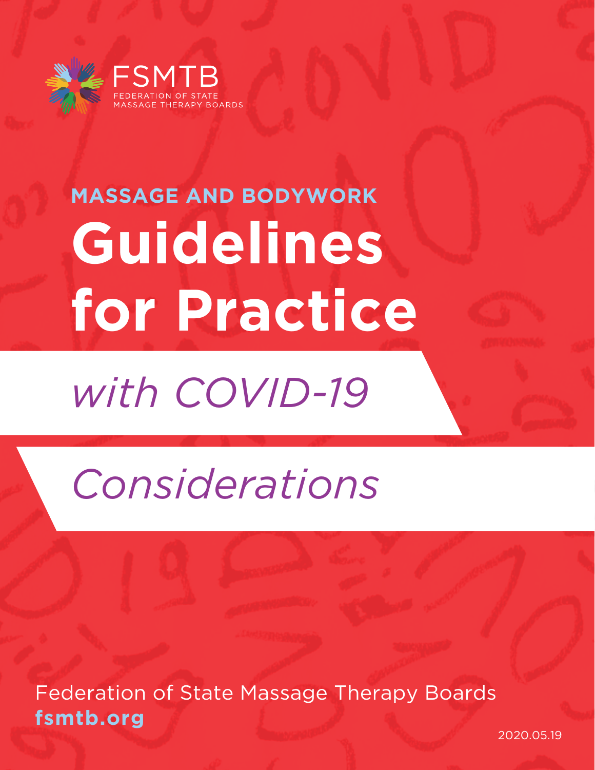FSMTB

FEDERATION OF STATE MASSAGE THERAPY BOARDS

MASSAGE AND BODYWORK

# Guidelines for Practice

## *with COVID-19*

## *Considerations*

Federation of State Massage Therapy Boards

**fsmtb.org**

2020.05.19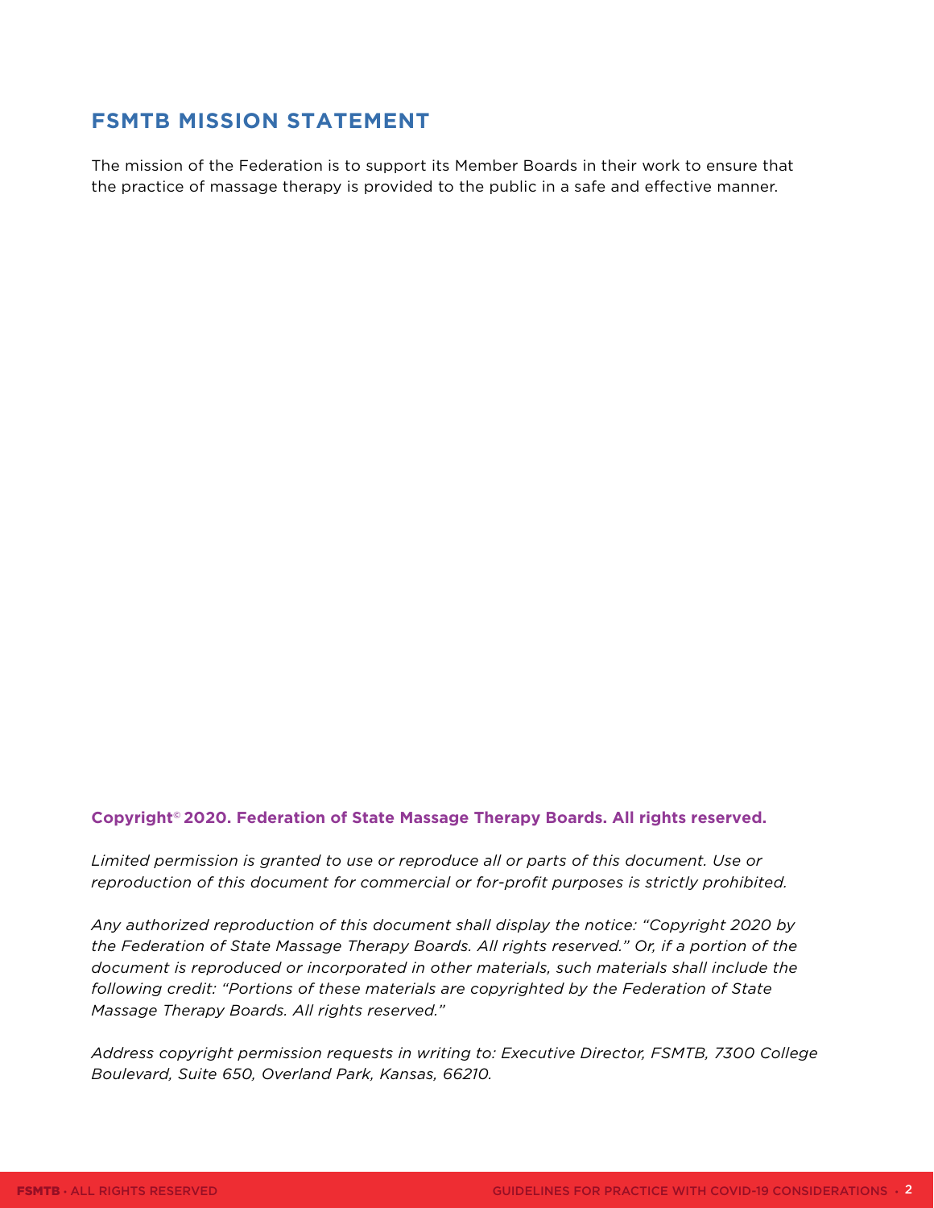## FSMTB MISSION STATEMENT

The mission of the Federation is to support its Member Boards in their work to ensure that the practice of massage therapy is provided to the public in a safe and effective manner.

**Copyright© 2020. Federation of State Massage Therapy Boards. All rights reserved.**

*Limited permission is granted to use or reproduce all or parts of this document. Use or reproduction of this document for commercial or for-profit purposes is strictly prohibited.*

*Any authorized reproduction of this document shall display the notice: "Copyright 2020 by the Federation of State Massage Therapy Boards. All rights reserved." Or, if a portion of the document is reproduced or incorporated in other materials, such materials shall include the following credit: "Portions of these materials are copyrighted by the Federation of State Massage Therapy Boards. All rights reserved."*

*Address copyright permission requests in writing to: Executive Director, FSMTB, 7300 College Boulevard, Suite 650, Overland Park, Kansas, 66210.*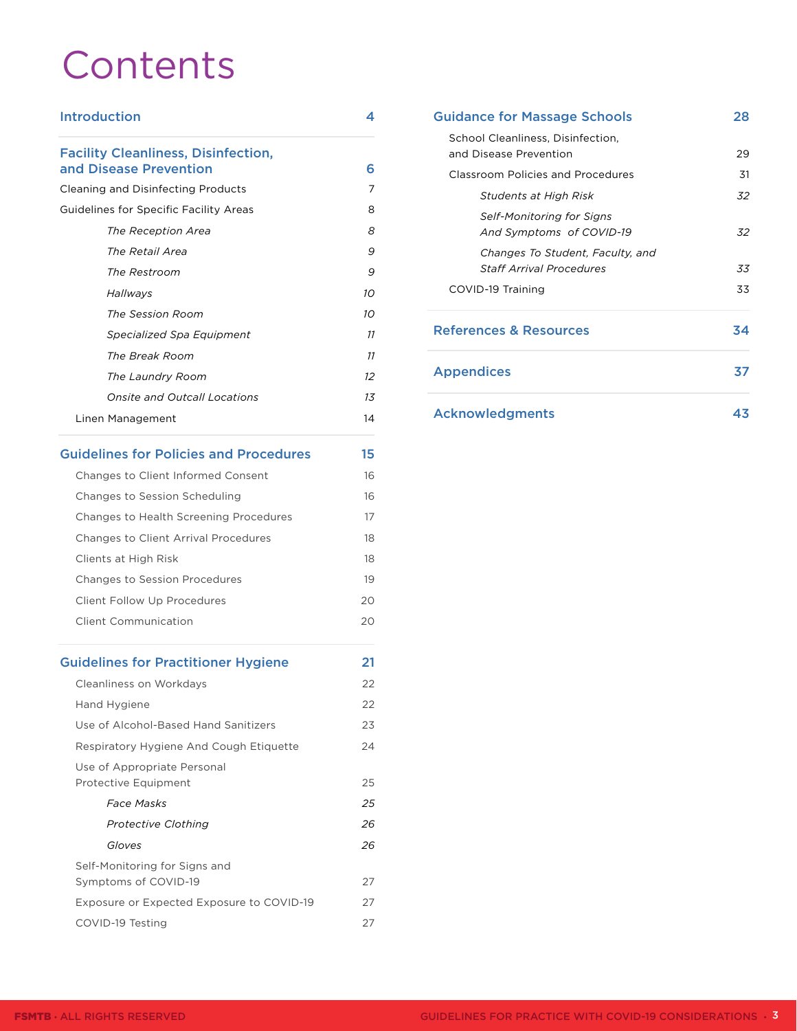# Contents

| | |
|---|---|
| **Introduction** | **4** |
| **Facility Cleanliness, Disinfection, and Disease Prevention** | **6** |
| Cleaning and Disinfecting Products | 7 |
| Guidelines for Specific Facility Areas | 8 |
| *The Reception Area* | *8* |
| *The Retail Area* | *9* |
| *The Restroom* | *9* |
| *Hallways* | *10* |
| *The Session Room* | *10* |
| *Specialized Spa Equipment* | *11* |
| *The Break Room* | *11* |
| *The Laundry Room* | *12* |
| *Onsite and Outcall Locations* | *13* |
| Linen Management | 14 |
| **Guidelines for Policies and Procedures** | **15** |
| Changes to Client Informed Consent | 16 |
| Changes to Session Scheduling | 16 |
| Changes to Health Screening Procedures | 17 |
| Changes to Client Arrival Procedures | 18 |
| Clients at High Risk | 18 |
| Changes to Session Procedures | 19 |
| Client Follow Up Procedures | 20 |
| Client Communication | 20 |
| **Guidelines for Practitioner Hygiene** | **21** |
| Cleanliness on Workdays | 22 |
| Hand Hygiene | 22 |
| Use of Alcohol-Based Hand Sanitizers | 23 |
| Respiratory Hygiene And Cough Etiquette | 24 |
| Use of Appropriate Personal Protective Equipment | 25 |
| *Face Masks* | *25* |
| *Protective Clothing* | *26* |
| *Gloves* | *26* |
| Self-Monitoring for Signs and Symptoms of COVID-19 | 27 |
| Exposure or Expected Exposure to COVID-19 | 27 |
| COVID-19 Testing | 27 |
| **Guidance for Massage Schools** | **28** |
| School Cleanliness, Disinfection, and Disease Prevention | 29 |
| Classroom Policies and Procedures | 31 |
| *Students at High Risk* | *32* |
| *Self-Monitoring for Signs And Symptoms of COVID-19* | *32* |
| *Changes To Student, Faculty, and Staff Arrival Procedures* | *33* |
| COVID-19 Training | 33 |
| **References & Resources** | **34** |
| **Appendices** | **37** |
| **Acknowledgments** | **43** |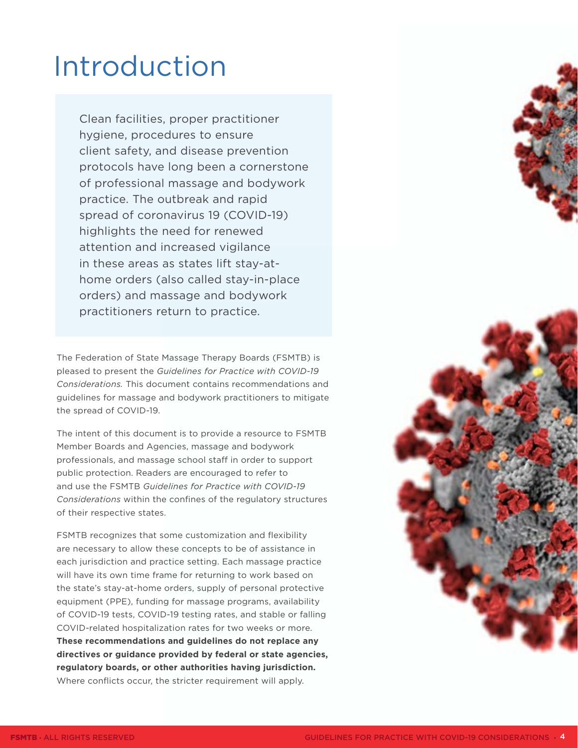# Introduction

Clean facilities, proper practitioner hygiene, procedures to ensure client safety, and disease prevention protocols have long been a cornerstone of professional massage and bodywork practice. The outbreak and rapid spread of coronavirus 19 (COVID-19) highlights the need for renewed attention and increased vigilance in these areas as states lift stay-at-home orders (also called stay-in-place orders) and massage and bodywork practitioners return to practice.

The Federation of State Massage Therapy Boards (FSMTB) is pleased to present the *Guidelines for Practice with COVID-19 Considerations.* This document contains recommendations and guidelines for massage and bodywork practitioners to mitigate the spread of COVID-19.

The intent of this document is to provide a resource to FSMTB Member Boards and Agencies, massage and bodywork professionals, and massage school staff in order to support public protection. Readers are encouraged to refer to and use the FSMTB *Guidelines for Practice with COVID-19 Considerations* within the confines of the regulatory structures of their respective states.

FSMTB recognizes that some customization and flexibility are necessary to allow these concepts to be of assistance in each jurisdiction and practice setting. Each massage practice will have its own time frame for returning to work based on the state's stay-at-home orders, supply of personal protective equipment (PPE), funding for massage programs, availability of COVID-19 tests, COVID-19 testing rates, and stable or falling COVID-related hospitalization rates for two weeks or more. **These recommendations and guidelines do not replace any directives or guidance provided by federal or state agencies, regulatory boards, or other authorities having jurisdiction.** Where conflicts occur, the stricter requirement will apply.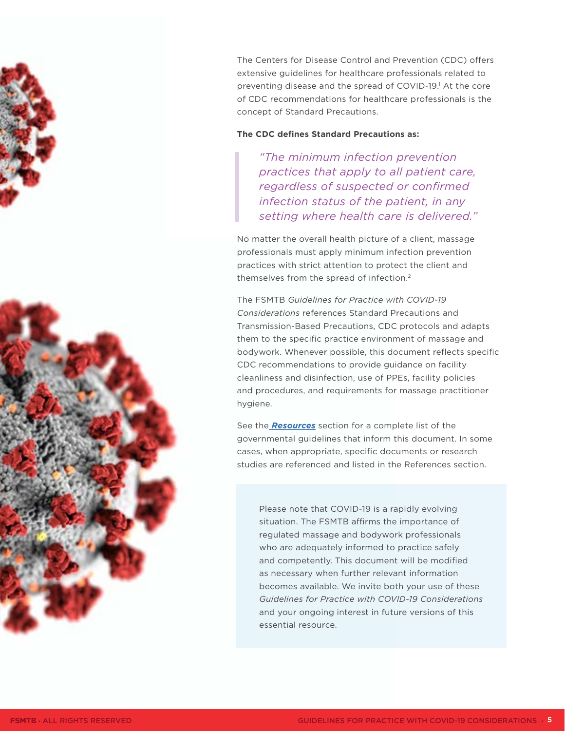The Centers for Disease Control and Prevention (CDC) offers extensive guidelines for healthcare professionals related to preventing disease and the spread of COVID-19.[1] At the core of CDC recommendations for healthcare professionals is the concept of Standard Precautions.

**The CDC defines Standard Precautions as:**

> *"The minimum infection prevention practices that apply to all patient care, regardless of suspected or confirmed infection status of the patient, in any setting where health care is delivered."*

No matter the overall health picture of a client, massage professionals must apply minimum infection prevention practices with strict attention to protect the client and themselves from the spread of infection.[2]

The FSMTB *Guidelines for Practice with COVID-19 Considerations* references Standard Precautions and Transmission-Based Precautions, CDC protocols and adapts them to the specific practice environment of massage and bodywork. Whenever possible, this document reflects specific CDC recommendations to provide guidance on facility cleanliness and disinfection, use of PPEs, facility policies and procedures, and requirements for massage practitioner hygiene.

See the ***Resources*** section for a complete list of the governmental guidelines that inform this document. In some cases, when appropriate, specific documents or research studies are referenced and listed in the References section.

> Please note that COVID-19 is a rapidly evolving situation. The FSMTB affirms the importance of regulated massage and bodywork professionals who are adequately informed to practice safely and competently. This document will be modified as necessary when further relevant information becomes available. We invite both your use of these *Guidelines for Practice with COVID-19 Considerations* and your ongoing interest in future versions of this essential resource.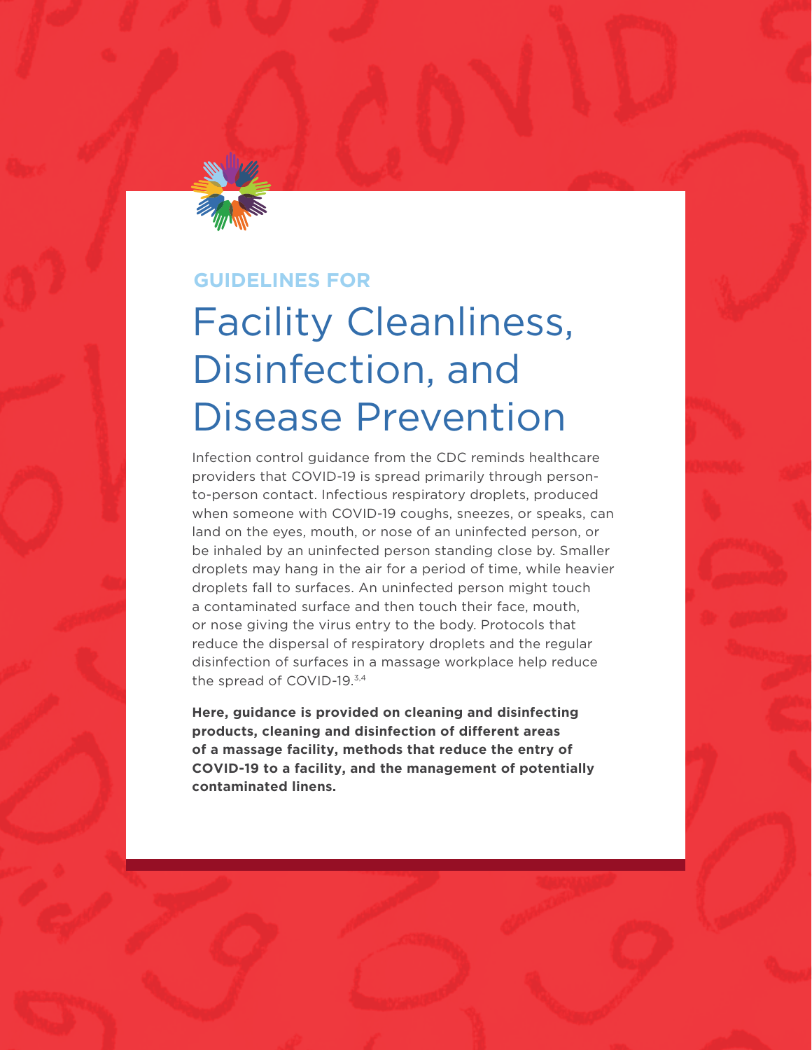GUIDELINES FOR

# Facility Cleanliness, Disinfection, and Disease Prevention

Infection control guidance from the CDC reminds healthcare providers that COVID-19 is spread primarily through person-to-person contact. Infectious respiratory droplets, produced when someone with COVID-19 coughs, sneezes, or speaks, can land on the eyes, mouth, or nose of an uninfected person, or be inhaled by an uninfected person standing close by. Smaller droplets may hang in the air for a period of time, while heavier droplets fall to surfaces. An uninfected person might touch a contaminated surface and then touch their face, mouth, or nose giving the virus entry to the body. Protocols that reduce the dispersal of respiratory droplets and the regular disinfection of surfaces in a massage workplace help reduce the spread of COVID-19.[3,4]

**Here, guidance is provided on cleaning and disinfecting products, cleaning and disinfection of different areas of a massage facility, methods that reduce the entry of COVID-19 to a facility, and the management of potentially contaminated linens.**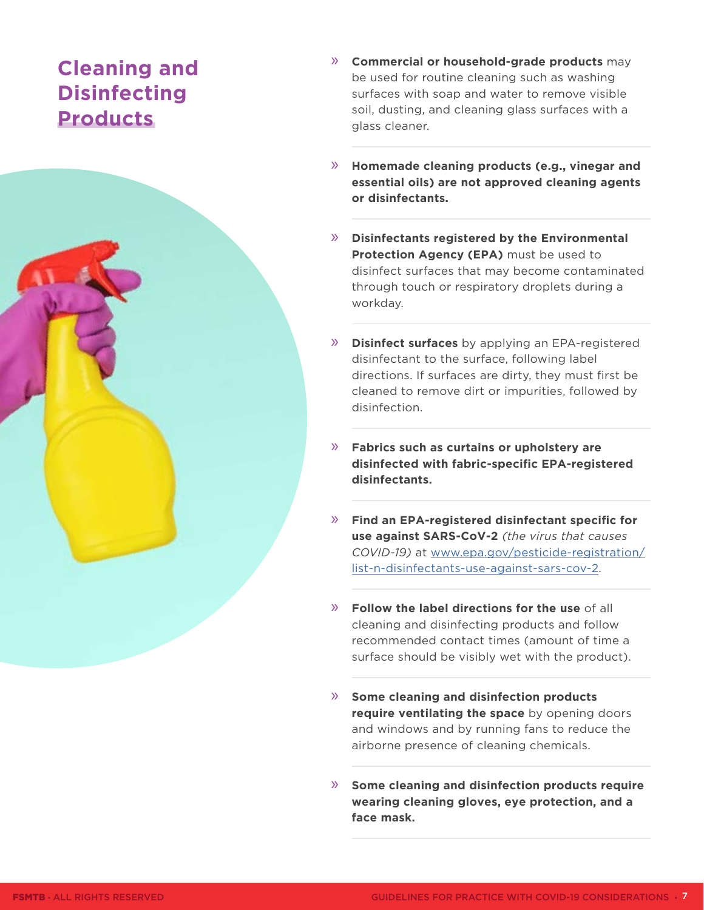# Cleaning and Disinfecting Products

- **Commercial or household-grade products** may be used for routine cleaning such as washing surfaces with soap and water to remove visible soil, dusting, and cleaning glass surfaces with a glass cleaner.
- **Homemade cleaning products (e.g., vinegar and essential oils) are not approved cleaning agents or disinfectants.**
- **Disinfectants registered by the Environmental Protection Agency (EPA)** must be used to disinfect surfaces that may become contaminated through touch or respiratory droplets during a workday.
- **Disinfect surfaces** by applying an EPA-registered disinfectant to the surface, following label directions. If surfaces are dirty, they must first be cleaned to remove dirt or impurities, followed by disinfection.
- **Fabrics such as curtains or upholstery are disinfected with fabric-specific EPA-registered disinfectants.**
- **Find an EPA-registered disinfectant specific for use against SARS-CoV-2** *(the virus that causes COVID-19)* at [www.epa.gov/pesticide-registration/list-n-disinfectants-use-against-sars-cov-2](www.epa.gov/pesticide-registration/list-n-disinfectants-use-against-sars-cov-2).
- **Follow the label directions for the use** of all cleaning and disinfecting products and follow recommended contact times (amount of time a surface should be visibly wet with the product).
- **Some cleaning and disinfection products require ventilating the space** by opening doors and windows and by running fans to reduce the airborne presence of cleaning chemicals.
- **Some cleaning and disinfection products require wearing cleaning gloves, eye protection, and a face mask.**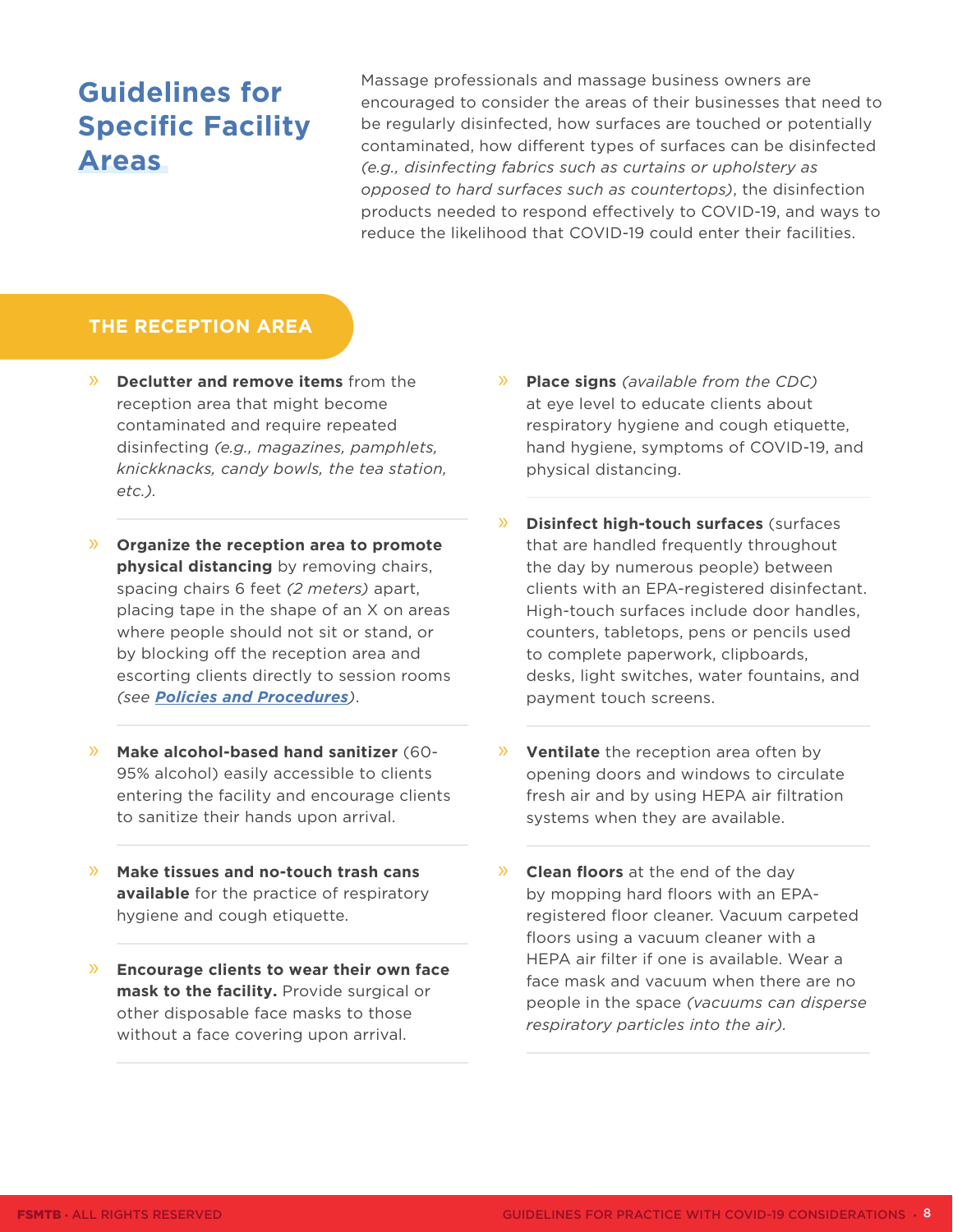# Guidelines for Specific Facility Areas

Massage professionals and massage business owners are encouraged to consider the areas of their businesses that need to be regularly disinfected, how surfaces are touched or potentially contaminated, how different types of surfaces can be disinfected *(e.g., disinfecting fabrics such as curtains or upholstery as opposed to hard surfaces such as countertops)*, the disinfection products needed to respond effectively to COVID-19, and ways to reduce the likelihood that COVID-19 could enter their facilities.

## THE RECEPTION AREA

- **Declutter and remove items** from the reception area that might become contaminated and require repeated disinfecting *(e.g., magazines, pamphlets, knickknacks, candy bowls, the tea station, etc.)*.
- **Organize the reception area to promote physical distancing** by removing chairs, spacing chairs 6 feet *(2 meters)* apart, placing tape in the shape of an X on areas where people should not sit or stand, or by blocking off the reception area and escorting clients directly to session rooms *(see **Policies and Procedures**)*.
- **Make alcohol-based hand sanitizer** (60-95% alcohol) easily accessible to clients entering the facility and encourage clients to sanitize their hands upon arrival.
- **Make tissues and no-touch trash cans available** for the practice of respiratory hygiene and cough etiquette.
- **Encourage clients to wear their own face mask to the facility.** Provide surgical or other disposable face masks to those without a face covering upon arrival.
- **Place signs** *(available from the CDC)* at eye level to educate clients about respiratory hygiene and cough etiquette, hand hygiene, symptoms of COVID-19, and physical distancing.
- **Disinfect high-touch surfaces** (surfaces that are handled frequently throughout the day by numerous people) between clients with an EPA-registered disinfectant. High-touch surfaces include door handles, counters, tabletops, pens or pencils used to complete paperwork, clipboards, desks, light switches, water fountains, and payment touch screens.
- **Ventilate** the reception area often by opening doors and windows to circulate fresh air and by using HEPA air filtration systems when they are available.
- **Clean floors** at the end of the day by mopping hard floors with an EPA-registered floor cleaner. Vacuum carpeted floors using a vacuum cleaner with a HEPA air filter if one is available. Wear a face mask and vacuum when there are no people in the space *(vacuums can disperse respiratory particles into the air)*.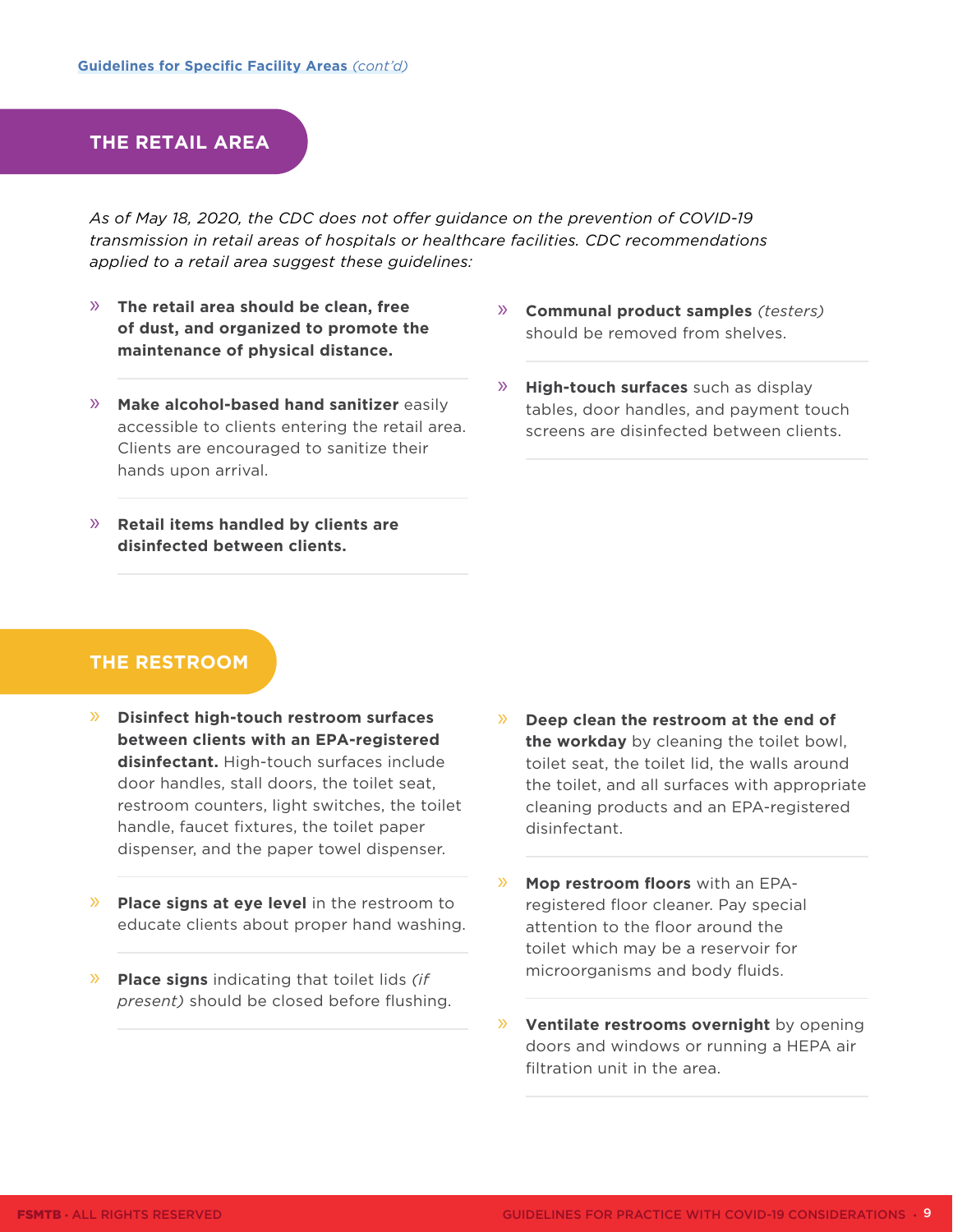Guidelines for Specific Facility Areas *(cont'd)*

## THE RETAIL AREA

*As of May 18, 2020, the CDC does not offer guidance on the prevention of COVID-19 transmission in retail areas of hospitals or healthcare facilities. CDC recommendations applied to a retail area suggest these guidelines:*

- **The retail area should be clean, free of dust, and organized to promote the maintenance of physical distance.**
- **Make alcohol-based hand sanitizer** easily accessible to clients entering the retail area. Clients are encouraged to sanitize their hands upon arrival.
- **Retail items handled by clients are disinfected between clients.**
- **Communal product samples** *(testers)* should be removed from shelves.
- **High-touch surfaces** such as display tables, door handles, and payment touch screens are disinfected between clients.

## THE RESTROOM

- **Disinfect high-touch restroom surfaces between clients with an EPA-registered disinfectant.** High-touch surfaces include door handles, stall doors, the toilet seat, restroom counters, light switches, the toilet handle, faucet fixtures, the toilet paper dispenser, and the paper towel dispenser.
- **Place signs at eye level** in the restroom to educate clients about proper hand washing.
- **Place signs** indicating that toilet lids *(if present)* should be closed before flushing.
- **Deep clean the restroom at the end of the workday** by cleaning the toilet bowl, toilet seat, the toilet lid, the walls around the toilet, and all surfaces with appropriate cleaning products and an EPA-registered disinfectant.
- **Mop restroom floors** with an EPA-registered floor cleaner. Pay special attention to the floor around the toilet which may be a reservoir for microorganisms and body fluids.
- **Ventilate restrooms overnight** by opening doors and windows or running a HEPA air filtration unit in the area.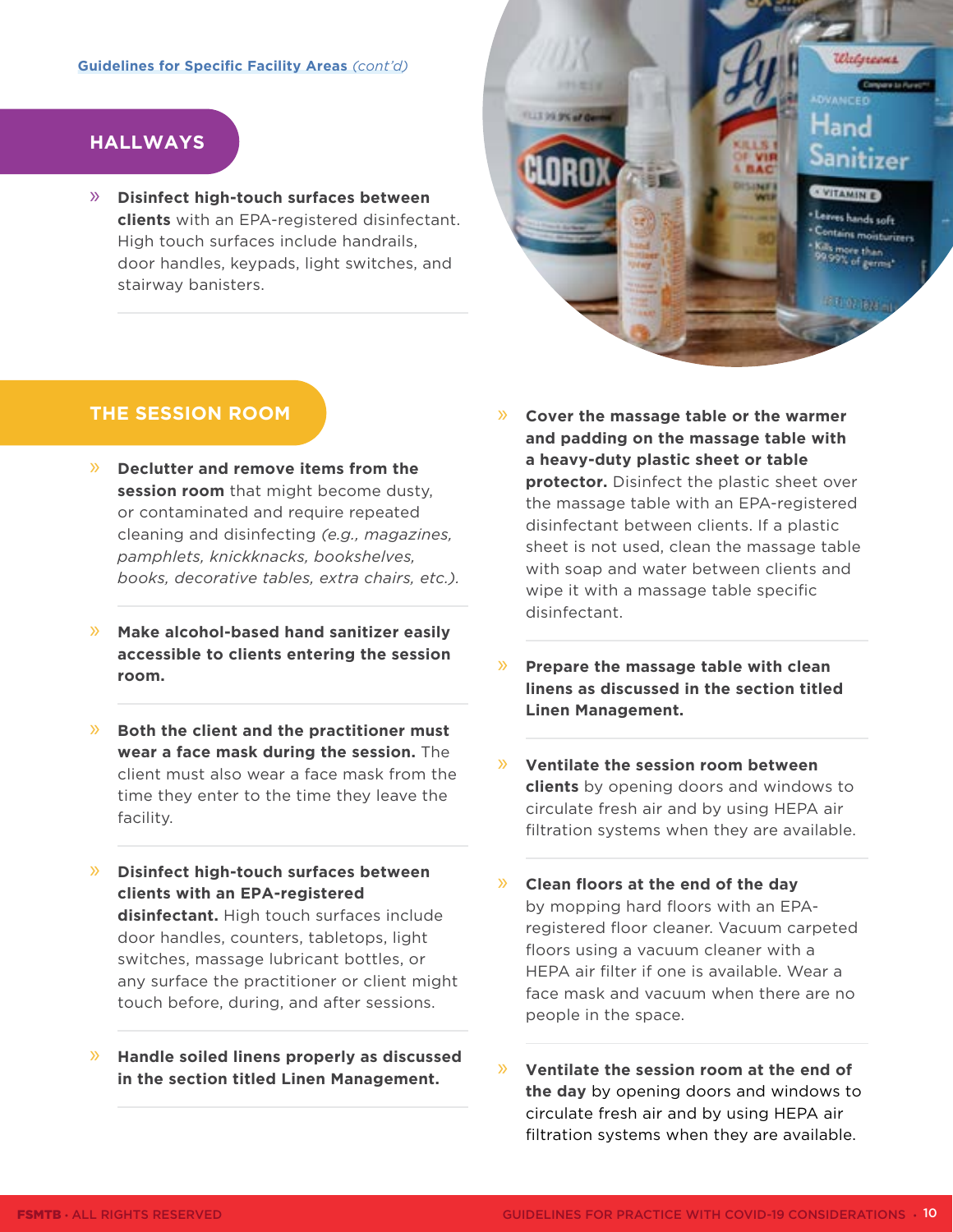Guidelines for Specific Facility Areas *(cont'd)*

## HALLWAYS

- **Disinfect high-touch surfaces between clients** with an EPA-registered disinfectant. High touch surfaces include handrails, door handles, keypads, light switches, and stairway banisters.

## THE SESSION ROOM

- **Declutter and remove items from the session room** that might become dusty, or contaminated and require repeated cleaning and disinfecting *(e.g., magazines, pamphlets, knickknacks, bookshelves, books, decorative tables, extra chairs, etc.)*.
- **Make alcohol-based hand sanitizer easily accessible to clients entering the session room.**
- **Both the client and the practitioner must wear a face mask during the session.** The client must also wear a face mask from the time they enter to the time they leave the facility.
- **Disinfect high-touch surfaces between clients with an EPA-registered disinfectant.** High touch surfaces include door handles, counters, tabletops, light switches, massage lubricant bottles, or any surface the practitioner or client might touch before, during, and after sessions.
- **Handle soiled linens properly as discussed in the section titled Linen Management.**
- **Cover the massage table or the warmer and padding on the massage table with a heavy-duty plastic sheet or table protector.** Disinfect the plastic sheet over the massage table with an EPA-registered disinfectant between clients. If a plastic sheet is not used, clean the massage table with soap and water between clients and wipe it with a massage table specific disinfectant.
- **Prepare the massage table with clean linens as discussed in the section titled Linen Management.**
- **Ventilate the session room between clients** by opening doors and windows to circulate fresh air and by using HEPA air filtration systems when they are available.
- **Clean floors at the end of the day** by mopping hard floors with an EPA-registered floor cleaner. Vacuum carpeted floors using a vacuum cleaner with a HEPA air filter if one is available. Wear a face mask and vacuum when there are no people in the space.
- **Ventilate the session room at the end of the day** by opening doors and windows to circulate fresh air and by using HEPA air filtration systems when they are available.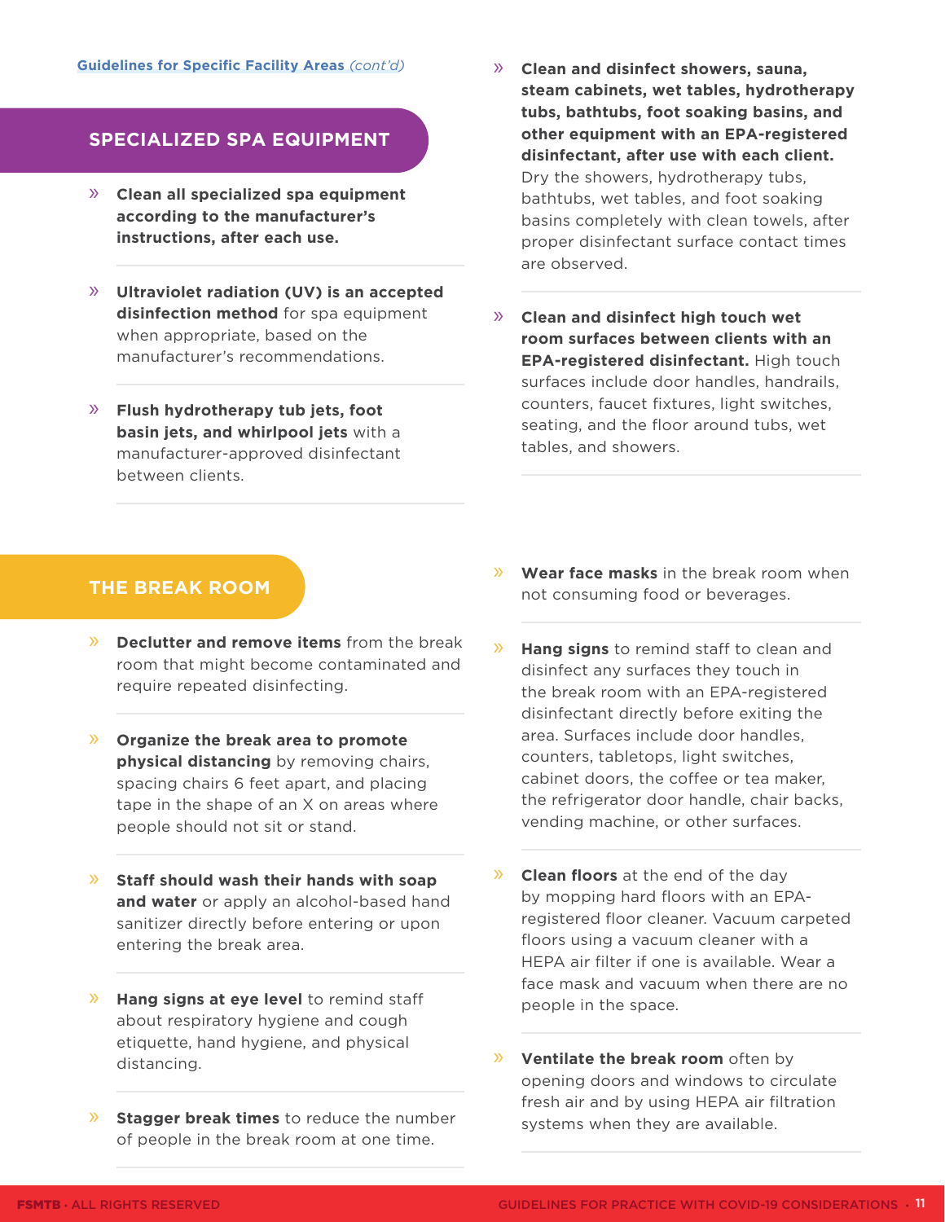Guidelines for Specific Facility Areas *(cont'd)*

## SPECIALIZED SPA EQUIPMENT

- **Clean all specialized spa equipment according to the manufacturer's instructions, after each use.**
- **Ultraviolet radiation (UV) is an accepted disinfection method** for spa equipment when appropriate, based on the manufacturer's recommendations.
- **Flush hydrotherapy tub jets, foot basin jets, and whirlpool jets** with a manufacturer-approved disinfectant between clients.
- **Clean and disinfect showers, sauna, steam cabinets, wet tables, hydrotherapy tubs, bathtubs, foot soaking basins, and other equipment with an EPA-registered disinfectant, after use with each client.** Dry the showers, hydrotherapy tubs, bathtubs, wet tables, and foot soaking basins completely with clean towels, after proper disinfectant surface contact times are observed.
- **Clean and disinfect high touch wet room surfaces between clients with an EPA-registered disinfectant.** High touch surfaces include door handles, handrails, counters, faucet fixtures, light switches, seating, and the floor around tubs, wet tables, and showers.

## THE BREAK ROOM

- **Declutter and remove items** from the break room that might become contaminated and require repeated disinfecting.
- **Organize the break area to promote physical distancing** by removing chairs, spacing chairs 6 feet apart, and placing tape in the shape of an X on areas where people should not sit or stand.
- **Staff should wash their hands with soap and water** or apply an alcohol-based hand sanitizer directly before entering or upon entering the break area.
- **Hang signs at eye level** to remind staff about respiratory hygiene and cough etiquette, hand hygiene, and physical distancing.
- **Stagger break times** to reduce the number of people in the break room at one time.
- **Wear face masks** in the break room when not consuming food or beverages.
- **Hang signs** to remind staff to clean and disinfect any surfaces they touch in the break room with an EPA-registered disinfectant directly before exiting the area. Surfaces include door handles, counters, tabletops, light switches, cabinet doors, the coffee or tea maker, the refrigerator door handle, chair backs, vending machine, or other surfaces.
- **Clean floors** at the end of the day by mopping hard floors with an EPA-registered floor cleaner. Vacuum carpeted floors using a vacuum cleaner with a HEPA air filter if one is available. Wear a face mask and vacuum when there are no people in the space.
- **Ventilate the break room** often by opening doors and windows to circulate fresh air and by using HEPA air filtration systems when they are available.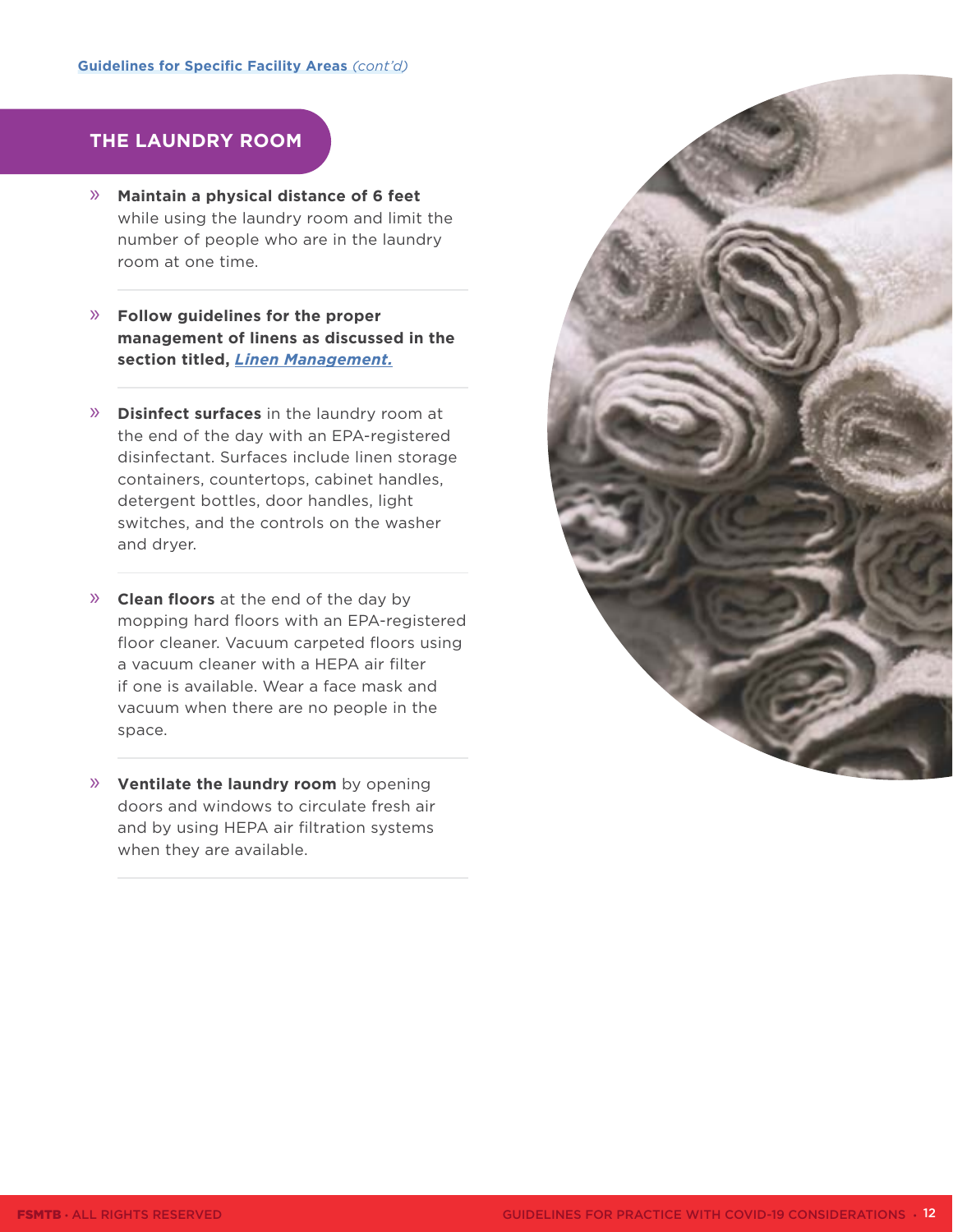Guidelines for Specific Facility Areas *(cont'd)*

## THE LAUNDRY ROOM

- **Maintain a physical distance of 6 feet** while using the laundry room and limit the number of people who are in the laundry room at one time.
- **Follow guidelines for the proper management of linens as discussed in the section titled, *Linen Management.***
- **Disinfect surfaces** in the laundry room at the end of the day with an EPA-registered disinfectant. Surfaces include linen storage containers, countertops, cabinet handles, detergent bottles, door handles, light switches, and the controls on the washer and dryer.
- **Clean floors** at the end of the day by mopping hard floors with an EPA-registered floor cleaner. Vacuum carpeted floors using a vacuum cleaner with a HEPA air filter if one is available. Wear a face mask and vacuum when there are no people in the space.
- **Ventilate the laundry room** by opening doors and windows to circulate fresh air and by using HEPA air filtration systems when they are available.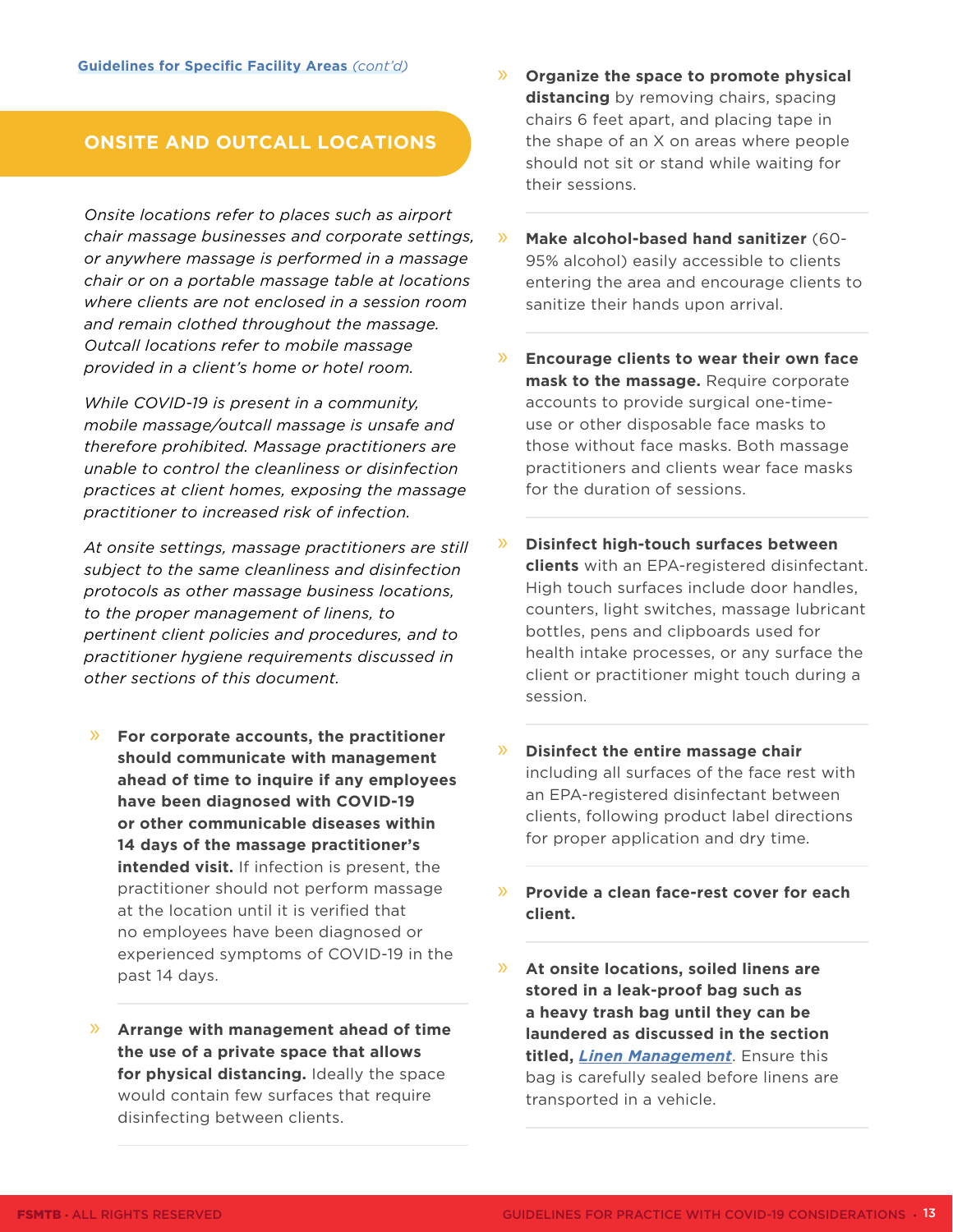Guidelines for Specific Facility Areas *(cont'd)*

## ONSITE AND OUTCALL LOCATIONS

*Onsite locations refer to places such as airport chair massage businesses and corporate settings, or anywhere massage is performed in a massage chair or on a portable massage table at locations where clients are not enclosed in a session room and remain clothed throughout the massage. Outcall locations refer to mobile massage provided in a client's home or hotel room.*

*While COVID-19 is present in a community, mobile massage/outcall massage is unsafe and therefore prohibited. Massage practitioners are unable to control the cleanliness or disinfection practices at client homes, exposing the massage practitioner to increased risk of infection.*

*At onsite settings, massage practitioners are still subject to the same cleanliness and disinfection protocols as other massage business locations, to the proper management of linens, to pertinent client policies and procedures, and to practitioner hygiene requirements discussed in other sections of this document.*

- **For corporate accounts, the practitioner should communicate with management ahead of time to inquire if any employees have been diagnosed with COVID-19 or other communicable diseases within 14 days of the massage practitioner's intended visit.** If infection is present, the practitioner should not perform massage at the location until it is verified that no employees have been diagnosed or experienced symptoms of COVID-19 in the past 14 days.

- **Arrange with management ahead of time the use of a private space that allows for physical distancing.** Ideally the space would contain few surfaces that require disinfecting between clients.

- **Organize the space to promote physical distancing** by removing chairs, spacing chairs 6 feet apart, and placing tape in the shape of an X on areas where people should not sit or stand while waiting for their sessions.

- **Make alcohol-based hand sanitizer** (60-95% alcohol) easily accessible to clients entering the area and encourage clients to sanitize their hands upon arrival.

- **Encourage clients to wear their own face mask to the massage.** Require corporate accounts to provide surgical one-time-use or other disposable face masks to those without face masks. Both massage practitioners and clients wear face masks for the duration of sessions.

- **Disinfect high-touch surfaces between clients** with an EPA-registered disinfectant. High touch surfaces include door handles, counters, light switches, massage lubricant bottles, pens and clipboards used for health intake processes, or any surface the client or practitioner might touch during a session.

- **Disinfect the entire massage chair** including all surfaces of the face rest with an EPA-registered disinfectant between clients, following product label directions for proper application and dry time.

- **Provide a clean face-rest cover for each client.**

- **At onsite locations, soiled linens are stored in a leak-proof bag such as a heavy trash bag until they can be laundered as discussed in the section titled, *Linen Management*.** Ensure this bag is carefully sealed before linens are transported in a vehicle.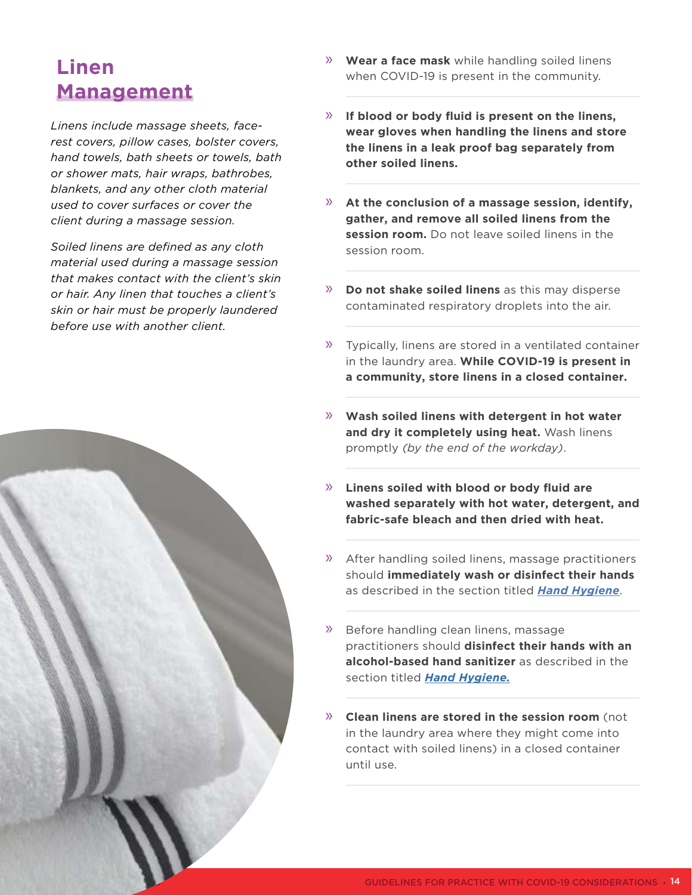# Linen Management

*Linens include massage sheets, face-rest covers, pillow cases, bolster covers, hand towels, bath sheets or towels, bath or shower mats, hair wraps, bathrobes, blankets, and any other cloth material used to cover surfaces or cover the client during a massage session.*

*Soiled linens are defined as any cloth material used during a massage session that makes contact with the client's skin or hair. Any linen that touches a client's skin or hair must be properly laundered before use with another client.*

- **Wear a face mask** while handling soiled linens when COVID-19 is present in the community.
- **If blood or body fluid is present on the linens, wear gloves when handling the linens and store the linens in a leak proof bag separately from other soiled linens.**
- **At the conclusion of a massage session, identify, gather, and remove all soiled linens from the session room.** Do not leave soiled linens in the session room.
- **Do not shake soiled linens** as this may disperse contaminated respiratory droplets into the air.
- Typically, linens are stored in a ventilated container in the laundry area. **While COVID-19 is present in a community, store linens in a closed container.**
- **Wash soiled linens with detergent in hot water and dry it completely using heat.** Wash linens promptly *(by the end of the workday)*.
- **Linens soiled with blood or body fluid are washed separately with hot water, detergent, and fabric-safe bleach and then dried with heat.**
- After handling soiled linens, massage practitioners should **immediately wash or disinfect their hands** as described in the section titled ***Hand Hygiene***.
- Before handling clean linens, massage practitioners should **disinfect their hands with an alcohol-based hand sanitizer** as described in the section titled ***Hand Hygiene.***
- **Clean linens are stored in the session room** (not in the laundry area where they might come into contact with soiled linens) in a closed container until use.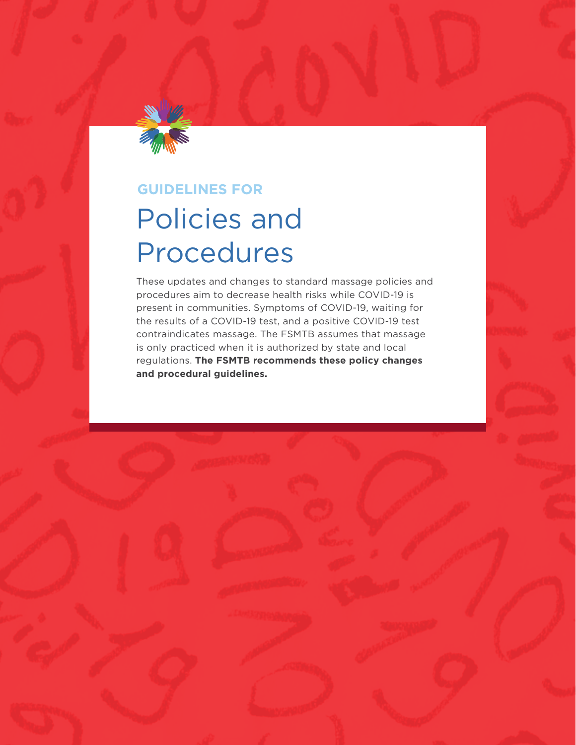GUIDELINES FOR

# Policies and Procedures

These updates and changes to standard massage policies and procedures aim to decrease health risks while COVID-19 is present in communities. Symptoms of COVID-19, waiting for the results of a COVID-19 test, and a positive COVID-19 test contraindicates massage. The FSMTB assumes that massage is only practiced when it is authorized by state and local regulations. **The FSMTB recommends these policy changes and procedural guidelines.**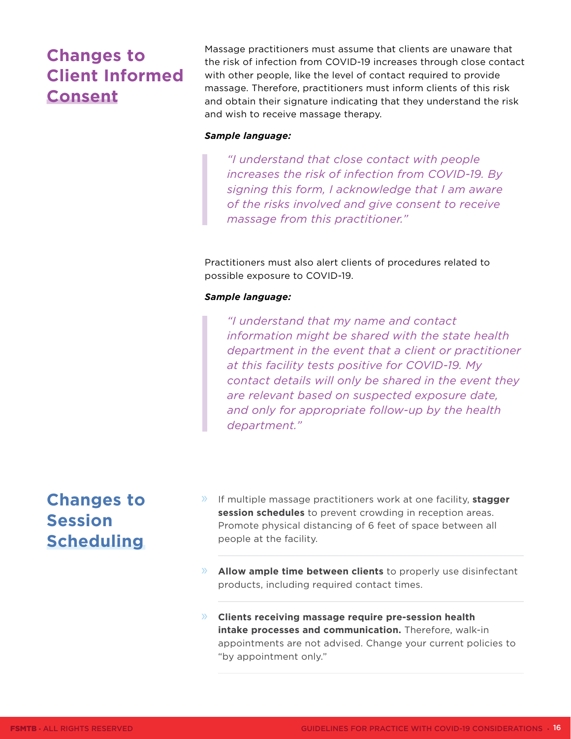## Changes to Client Informed Consent

Massage practitioners must assume that clients are unaware that the risk of infection from COVID-19 increases through close contact with other people, like the level of contact required to provide massage. Therefore, practitioners must inform clients of this risk and obtain their signature indicating that they understand the risk and wish to receive massage therapy.

***Sample language:***

> *"I understand that close contact with people increases the risk of infection from COVID-19. By signing this form, I acknowledge that I am aware of the risks involved and give consent to receive massage from this practitioner."*

Practitioners must also alert clients of procedures related to possible exposure to COVID-19.

***Sample language:***

> *"I understand that my name and contact information might be shared with the state health department in the event that a client or practitioner at this facility tests positive for COVID-19. My contact details will only be shared in the event they are relevant based on suspected exposure date, and only for appropriate follow-up by the health department."*

## Changes to Session Scheduling

- If multiple massage practitioners work at one facility, **stagger session schedules** to prevent crowding in reception areas. Promote physical distancing of 6 feet of space between all people at the facility.
- **Allow ample time between clients** to properly use disinfectant products, including required contact times.
- **Clients receiving massage require pre-session health intake processes and communication.** Therefore, walk-in appointments are not advised. Change your current policies to "by appointment only."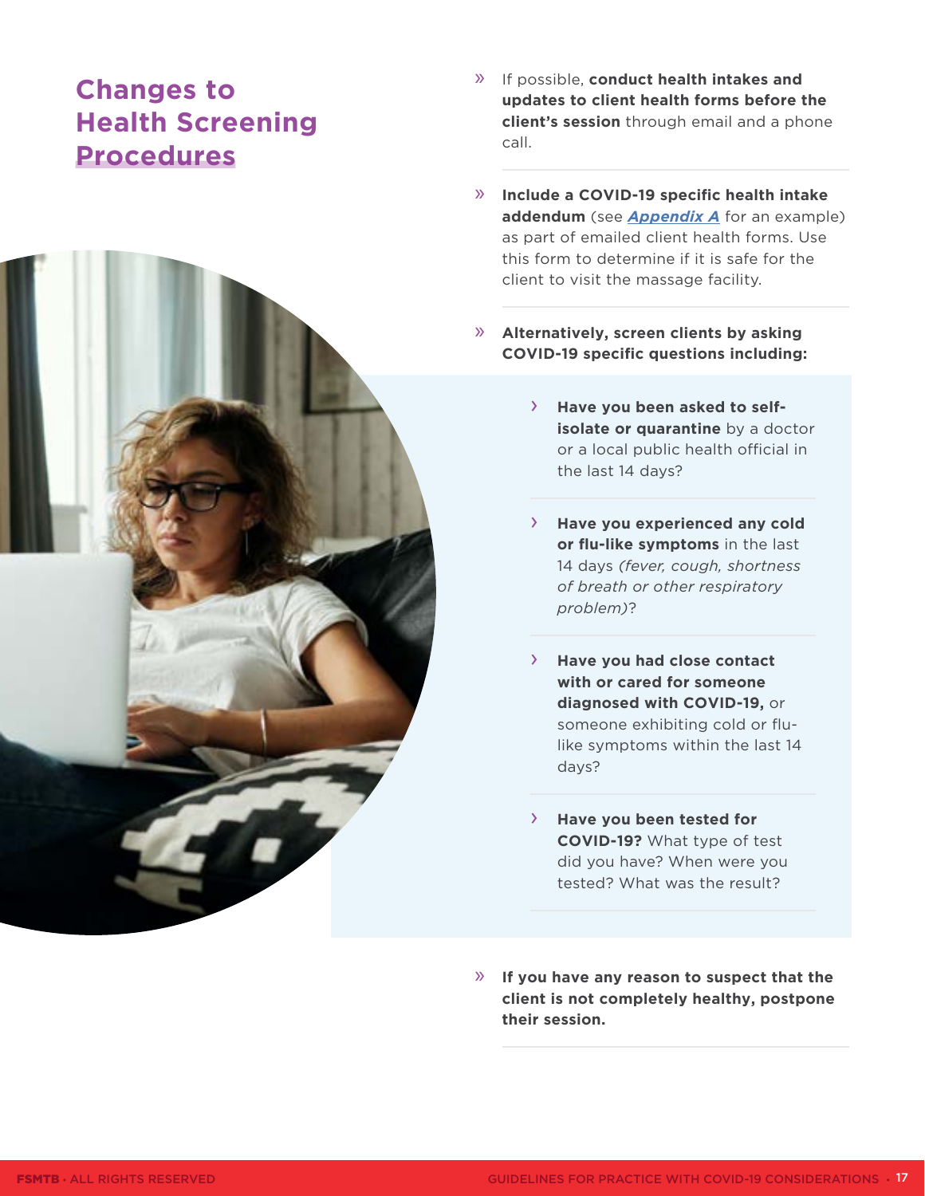## Changes to Health Screening Procedures

- If possible, **conduct health intakes and updates to client health forms before the client's session** through email and a phone call.

- **Include a COVID-19 specific health intake addendum** (see *Appendix A* for an example) as part of emailed client health forms. Use this form to determine if it is safe for the client to visit the massage facility.

- **Alternatively, screen clients by asking COVID-19 specific questions including:**

  - **Have you been asked to self-isolate or quarantine** by a doctor or a local public health official in the last 14 days?

  - **Have you experienced any cold or flu-like symptoms** in the last 14 days *(fever, cough, shortness of breath or other respiratory problem)*?

  - **Have you had close contact with or cared for someone diagnosed with COVID-19,** or someone exhibiting cold or flu-like symptoms within the last 14 days?

  - **Have you been tested for COVID-19?** What type of test did you have? When were you tested? What was the result?

- **If you have any reason to suspect that the client is not completely healthy, postpone their session.**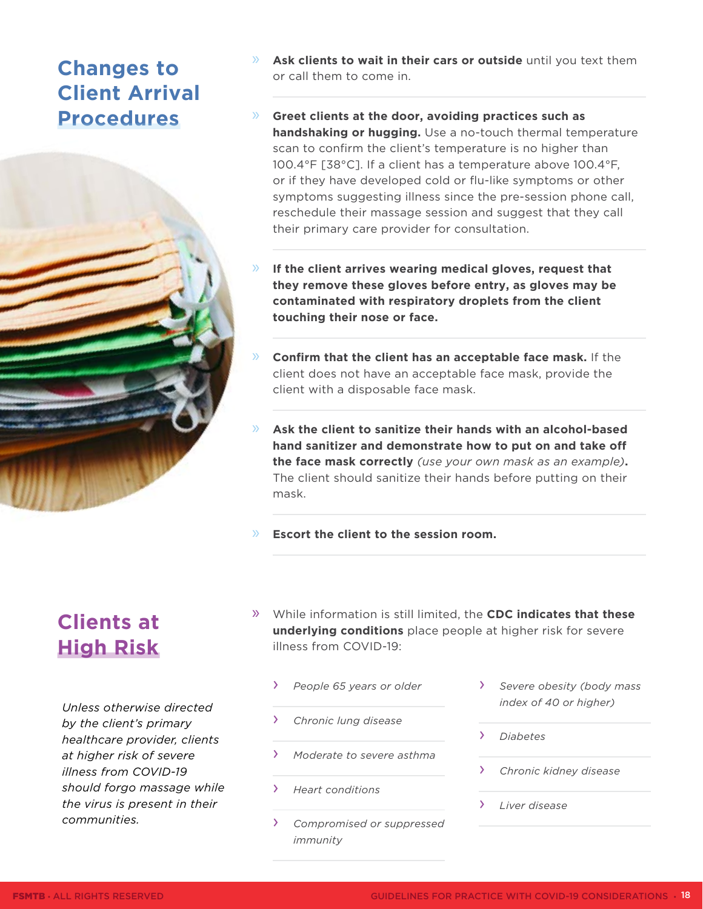## Changes to Client Arrival Procedures

- **Ask clients to wait in their cars or outside** until you text them or call them to come in.
- **Greet clients at the door, avoiding practices such as handshaking or hugging.** Use a no-touch thermal temperature scan to confirm the client's temperature is no higher than 100.4°F [38°C]. If a client has a temperature above 100.4°F, or if they have developed cold or flu-like symptoms or other symptoms suggesting illness since the pre-session phone call, reschedule their massage session and suggest that they call their primary care provider for consultation.
- **If the client arrives wearing medical gloves, request that they remove these gloves before entry, as gloves may be contaminated with respiratory droplets from the client touching their nose or face.**
- **Confirm that the client has an acceptable face mask.** If the client does not have an acceptable face mask, provide the client with a disposable face mask.
- **Ask the client to sanitize their hands with an alcohol-based hand sanitizer and demonstrate how to put on and take off the face mask correctly** *(use your own mask as an example)***.** The client should sanitize their hands before putting on their mask.
- **Escort the client to the session room.**

## Clients at High Risk

*Unless otherwise directed by the client's primary healthcare provider, clients at higher risk of severe illness from COVID-19 should forgo massage while the virus is present in their communities.*

- While information is still limited, the **CDC indicates that these underlying conditions** place people at higher risk for severe illness from COVID-19:
  - *People 65 years or older*
  - *Chronic lung disease*
  - *Moderate to severe asthma*
  - *Heart conditions*
  - *Compromised or suppressed immunity*
  - *Severe obesity (body mass index of 40 or higher)*
  - *Diabetes*
  - *Chronic kidney disease*
  - *Liver disease*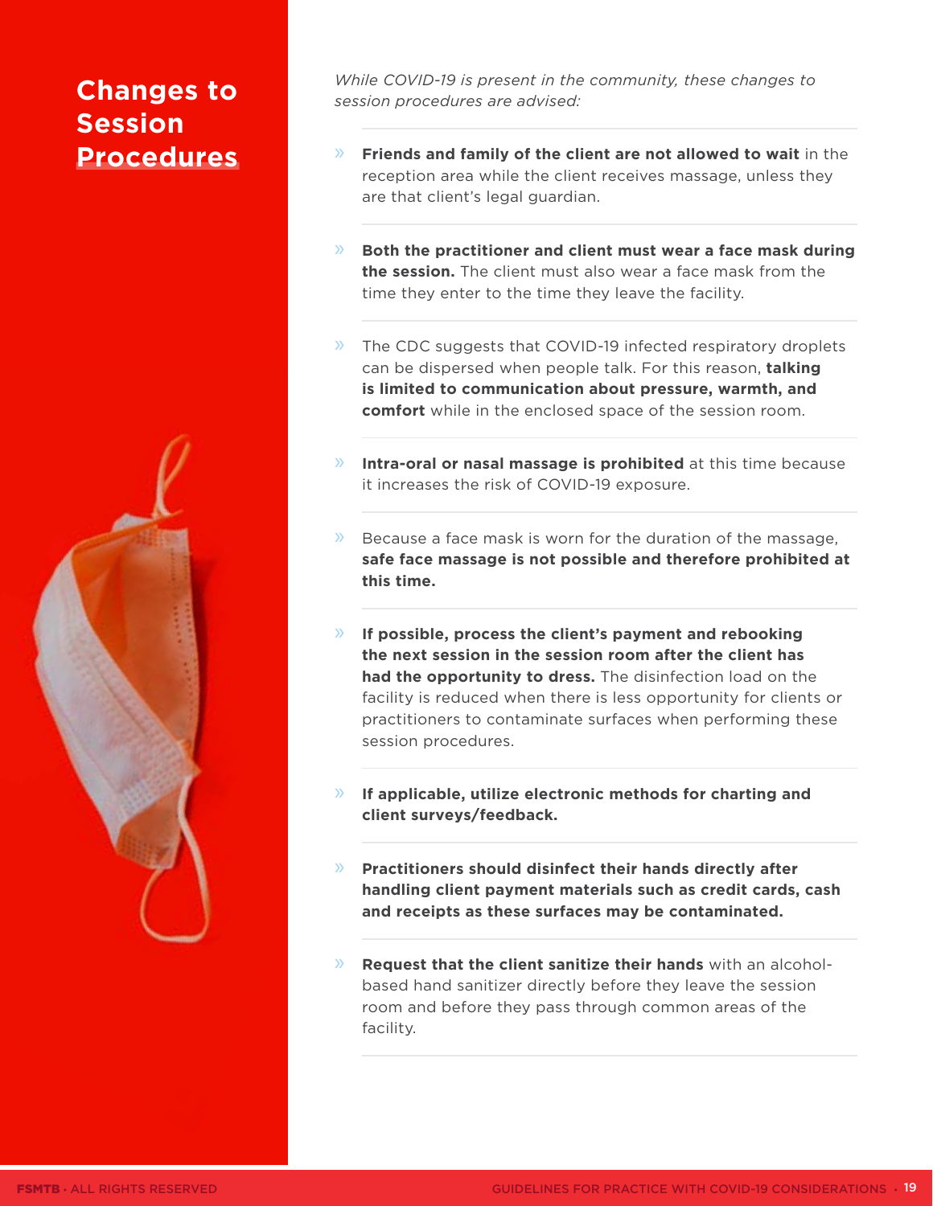# Changes to Session Procedures

*While COVID-19 is present in the community, these changes to session procedures are advised:*

- **Friends and family of the client are not allowed to wait** in the reception area while the client receives massage, unless they are that client's legal guardian.
- **Both the practitioner and client must wear a face mask during the session.** The client must also wear a face mask from the time they enter to the time they leave the facility.
- The CDC suggests that COVID-19 infected respiratory droplets can be dispersed when people talk. For this reason, **talking is limited to communication about pressure, warmth, and comfort** while in the enclosed space of the session room.
- **Intra-oral or nasal massage is prohibited** at this time because it increases the risk of COVID-19 exposure.
- Because a face mask is worn for the duration of the massage, **safe face massage is not possible and therefore prohibited at this time.**
- **If possible, process the client's payment and rebooking the next session in the session room after the client has had the opportunity to dress.** The disinfection load on the facility is reduced when there is less opportunity for clients or practitioners to contaminate surfaces when performing these session procedures.
- **If applicable, utilize electronic methods for charting and client surveys/feedback.**
- **Practitioners should disinfect their hands directly after handling client payment materials such as credit cards, cash and receipts as these surfaces may be contaminated.**
- **Request that the client sanitize their hands** with an alcohol-based hand sanitizer directly before they leave the session room and before they pass through common areas of the facility.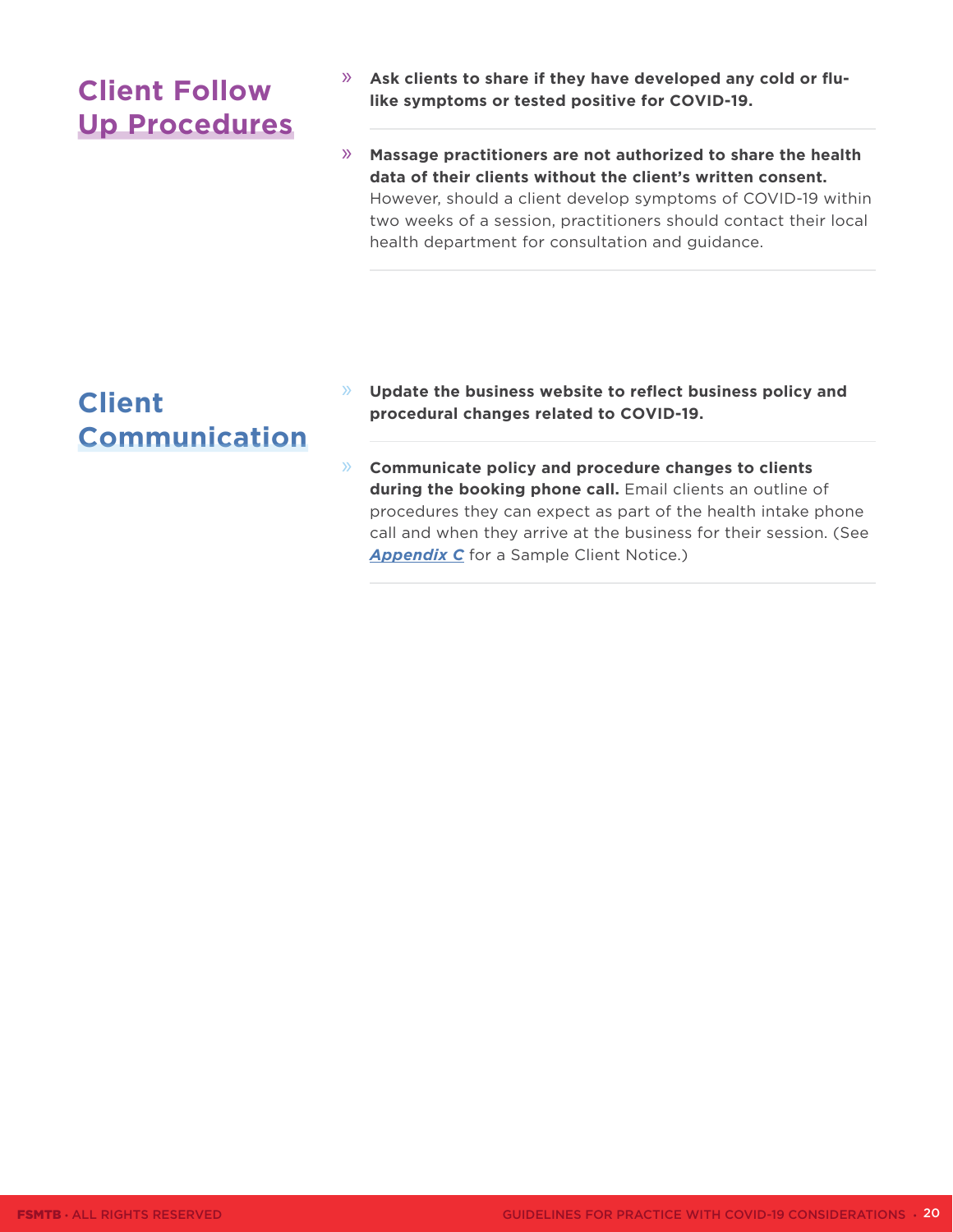## Client Follow Up Procedures

- **Ask clients to share if they have developed any cold or flu-like symptoms or tested positive for COVID-19.**
- **Massage practitioners are not authorized to share the health data of their clients without the client's written consent.** However, should a client develop symptoms of COVID-19 within two weeks of a session, practitioners should contact their local health department for consultation and guidance.

## Client Communication

- **Update the business website to reflect business policy and procedural changes related to COVID-19.**
- **Communicate policy and procedure changes to clients during the booking phone call.** Email clients an outline of procedures they can expect as part of the health intake phone call and when they arrive at the business for their session. (See ***Appendix C*** for a Sample Client Notice.)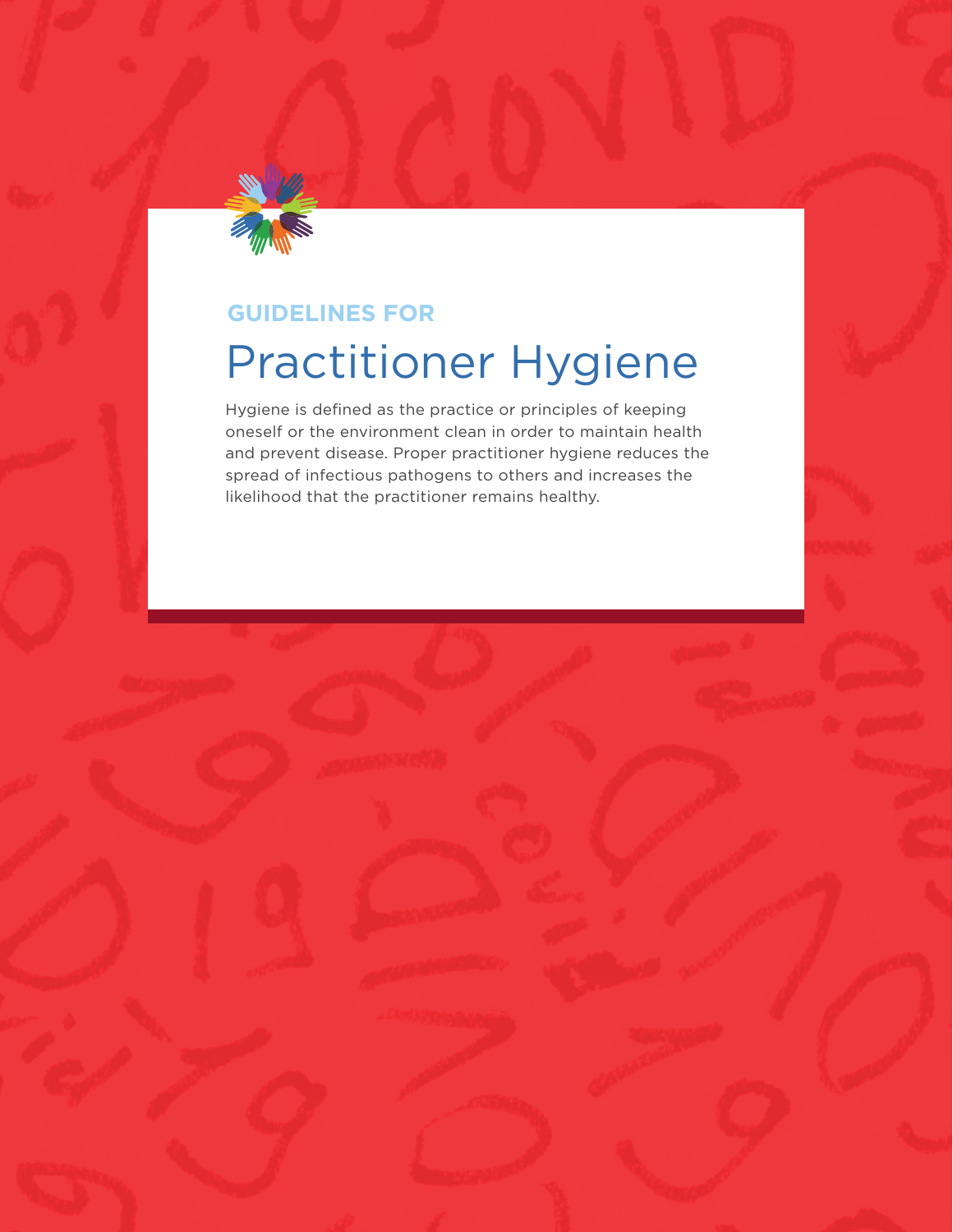GUIDELINES FOR

# Practitioner Hygiene

Hygiene is defined as the practice or principles of keeping oneself or the environment clean in order to maintain health and prevent disease. Proper practitioner hygiene reduces the spread of infectious pathogens to others and increases the likelihood that the practitioner remains healthy.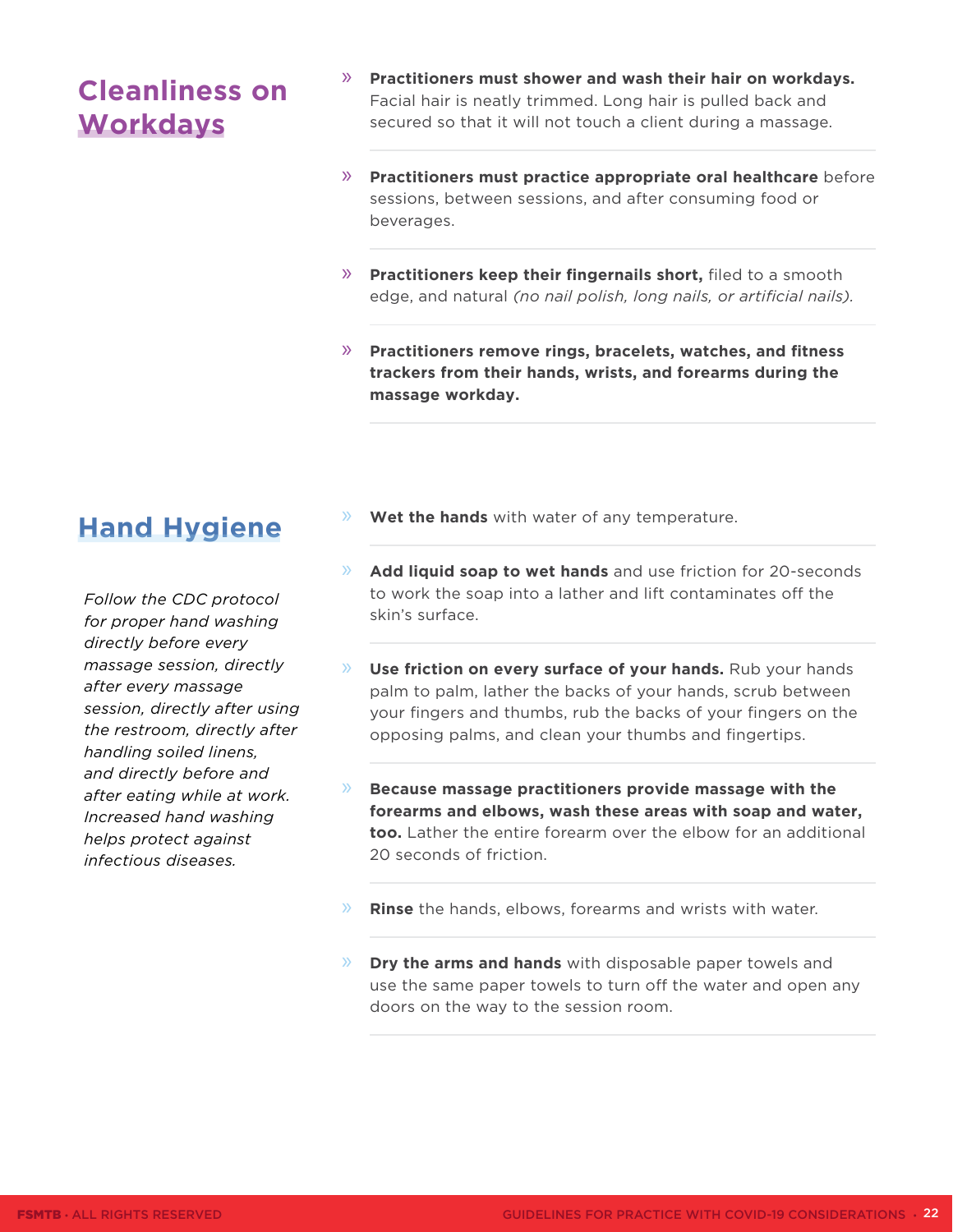## Cleanliness on Workdays

- **Practitioners must shower and wash their hair on workdays.** Facial hair is neatly trimmed. Long hair is pulled back and secured so that it will not touch a client during a massage.
- **Practitioners must practice appropriate oral healthcare** before sessions, between sessions, and after consuming food or beverages.
- **Practitioners keep their fingernails short,** filed to a smooth edge, and natural *(no nail polish, long nails, or artificial nails)*.
- **Practitioners remove rings, bracelets, watches, and fitness trackers from their hands, wrists, and forearms during the massage workday.**

## Hand Hygiene

*Follow the CDC protocol for proper hand washing directly before every massage session, directly after every massage session, directly after using the restroom, directly after handling soiled linens, and directly before and after eating while at work. Increased hand washing helps protect against infectious diseases.*

- **Wet the hands** with water of any temperature.
- **Add liquid soap to wet hands** and use friction for 20-seconds to work the soap into a lather and lift contaminates off the skin's surface.
- **Use friction on every surface of your hands.** Rub your hands palm to palm, lather the backs of your hands, scrub between your fingers and thumbs, rub the backs of your fingers on the opposing palms, and clean your thumbs and fingertips.
- **Because massage practitioners provide massage with the forearms and elbows, wash these areas with soap and water, too.** Lather the entire forearm over the elbow for an additional 20 seconds of friction.
- **Rinse** the hands, elbows, forearms and wrists with water.
- **Dry the arms and hands** with disposable paper towels and use the same paper towels to turn off the water and open any doors on the way to the session room.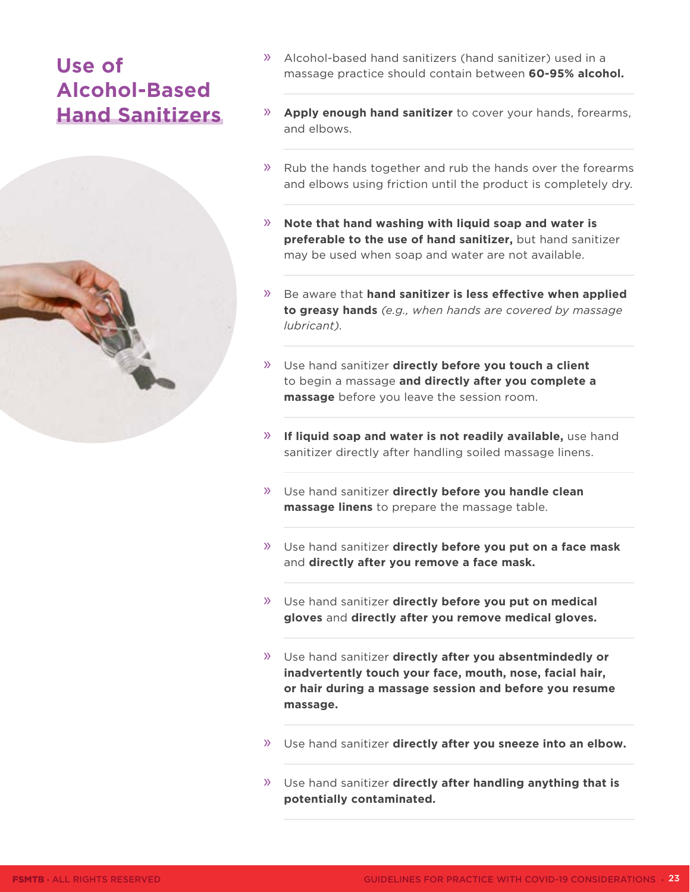# Use of Alcohol-Based Hand Sanitizers

- Alcohol-based hand sanitizers (hand sanitizer) used in a massage practice should contain between **60-95% alcohol.**
- **Apply enough hand sanitizer** to cover your hands, forearms, and elbows.
- Rub the hands together and rub the hands over the forearms and elbows using friction until the product is completely dry.
- **Note that hand washing with liquid soap and water is preferable to the use of hand sanitizer,** but hand sanitizer may be used when soap and water are not available.
- Be aware that **hand sanitizer is less effective when applied to greasy hands** *(e.g., when hands are covered by massage lubricant).*
- Use hand sanitizer **directly before you touch a client** to begin a massage **and directly after you complete a massage** before you leave the session room.
- **If liquid soap and water is not readily available,** use hand sanitizer directly after handling soiled massage linens.
- Use hand sanitizer **directly before you handle clean massage linens** to prepare the massage table.
- Use hand sanitizer **directly before you put on a face mask** and **directly after you remove a face mask.**
- Use hand sanitizer **directly before you put on medical gloves** and **directly after you remove medical gloves.**
- Use hand sanitizer **directly after you absentmindedly or inadvertently touch your face, mouth, nose, facial hair, or hair during a massage session and before you resume massage.**
- Use hand sanitizer **directly after you sneeze into an elbow.**
- Use hand sanitizer **directly after handling anything that is potentially contaminated.**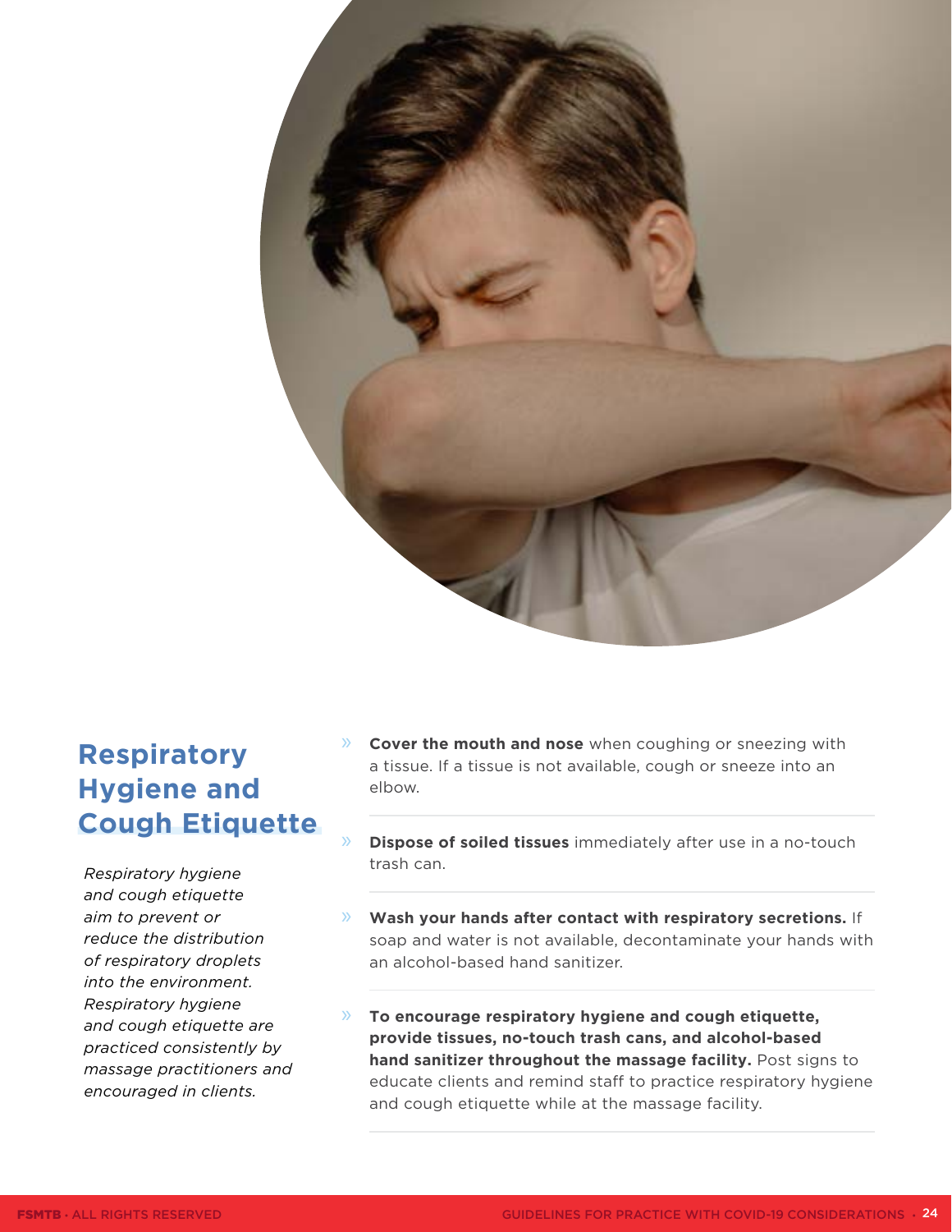## Respiratory Hygiene and Cough Etiquette

*Respiratory hygiene and cough etiquette aim to prevent or reduce the distribution of respiratory droplets into the environment. Respiratory hygiene and cough etiquette are practiced consistently by massage practitioners and encouraged in clients.*

- **Cover the mouth and nose** when coughing or sneezing with a tissue. If a tissue is not available, cough or sneeze into an elbow.
- **Dispose of soiled tissues** immediately after use in a no-touch trash can.
- **Wash your hands after contact with respiratory secretions.** If soap and water is not available, decontaminate your hands with an alcohol-based hand sanitizer.
- **To encourage respiratory hygiene and cough etiquette, provide tissues, no-touch trash cans, and alcohol-based hand sanitizer throughout the massage facility.** Post signs to educate clients and remind staff to practice respiratory hygiene and cough etiquette while at the massage facility.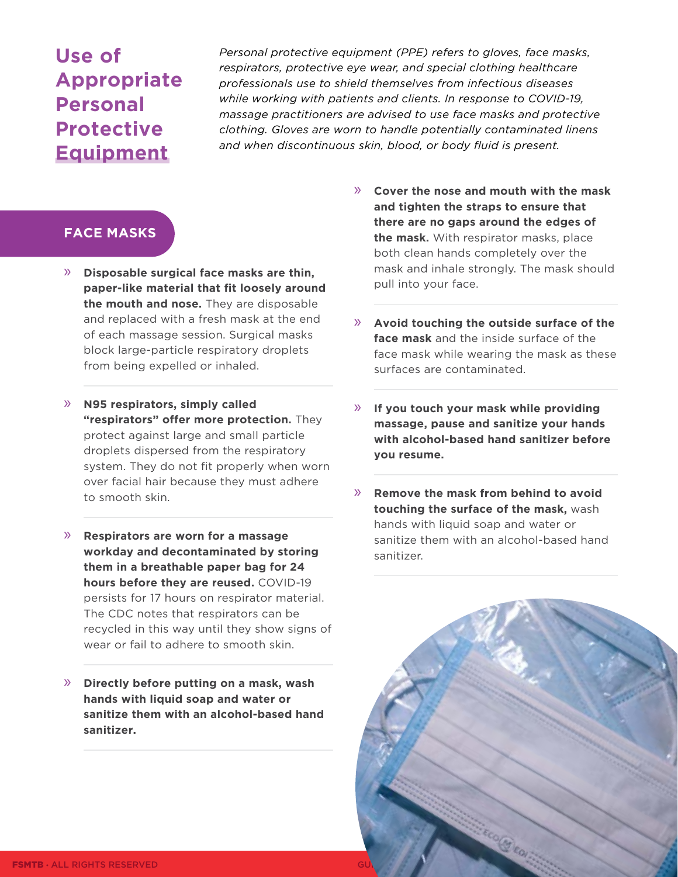# Use of Appropriate Personal Protective Equipment

*Personal protective equipment (PPE) refers to gloves, face masks, respirators, protective eye wear, and special clothing healthcare professionals use to shield themselves from infectious diseases while working with patients and clients. In response to COVID-19, massage practitioners are advised to use face masks and protective clothing. Gloves are worn to handle potentially contaminated linens and when discontinuous skin, blood, or body fluid is present.*

## FACE MASKS

- **Disposable surgical face masks are thin, paper-like material that fit loosely around the mouth and nose.** They are disposable and replaced with a fresh mask at the end of each massage session. Surgical masks block large-particle respiratory droplets from being expelled or inhaled.
- **N95 respirators, simply called "respirators" offer more protection.** They protect against large and small particle droplets dispersed from the respiratory system. They do not fit properly when worn over facial hair because they must adhere to smooth skin.
- **Respirators are worn for a massage workday and decontaminated by storing them in a breathable paper bag for 24 hours before they are reused.** COVID-19 persists for 17 hours on respirator material. The CDC notes that respirators can be recycled in this way until they show signs of wear or fail to adhere to smooth skin.
- **Directly before putting on a mask, wash hands with liquid soap and water or sanitize them with an alcohol-based hand sanitizer.**
- **Cover the nose and mouth with the mask and tighten the straps to ensure that there are no gaps around the edges of the mask.** With respirator masks, place both clean hands completely over the mask and inhale strongly. The mask should pull into your face.
- **Avoid touching the outside surface of the face mask** and the inside surface of the face mask while wearing the mask as these surfaces are contaminated.
- **If you touch your mask while providing massage, pause and sanitize your hands with alcohol-based hand sanitizer before you resume.**
- **Remove the mask from behind to avoid touching the surface of the mask,** wash hands with liquid soap and water or sanitize them with an alcohol-based hand sanitizer.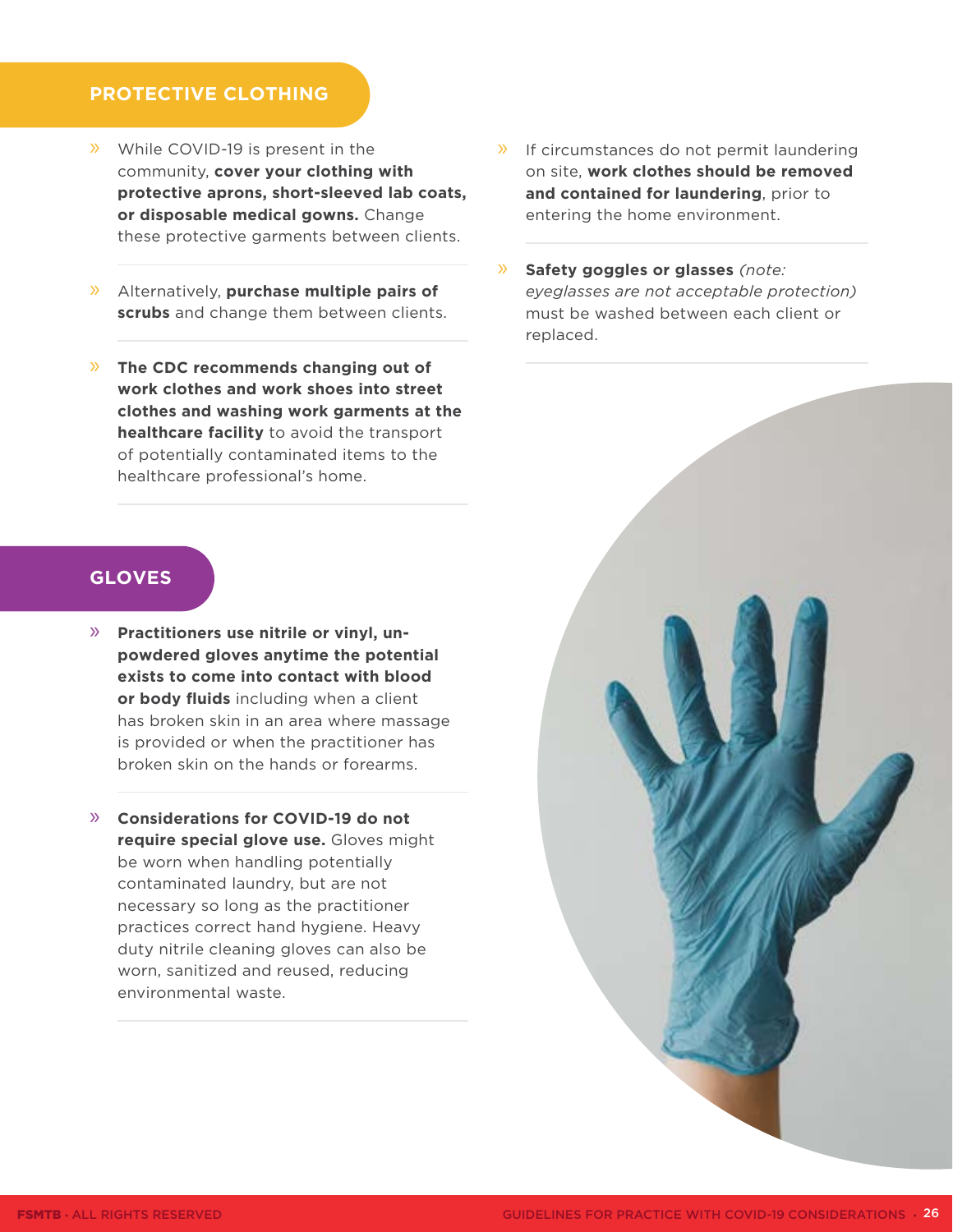## PROTECTIVE CLOTHING

- While COVID-19 is present in the community, **cover your clothing with protective aprons, short-sleeved lab coats, or disposable medical gowns.** Change these protective garments between clients.
- Alternatively, **purchase multiple pairs of scrubs** and change them between clients.
- **The CDC recommends changing out of work clothes and work shoes into street clothes and washing work garments at the healthcare facility** to avoid the transport of potentially contaminated items to the healthcare professional's home.
- If circumstances do not permit laundering on site, **work clothes should be removed and contained for laundering**, prior to entering the home environment.
- **Safety goggles or glasses** *(note: eyeglasses are not acceptable protection)* must be washed between each client or replaced.

## GLOVES

- **Practitioners use nitrile or vinyl, un-powdered gloves anytime the potential exists to come into contact with blood or body fluids** including when a client has broken skin in an area where massage is provided or when the practitioner has broken skin on the hands or forearms.
- **Considerations for COVID-19 do not require special glove use.** Gloves might be worn when handling potentially contaminated laundry, but are not necessary so long as the practitioner practices correct hand hygiene. Heavy duty nitrile cleaning gloves can also be worn, sanitized and reused, reducing environmental waste.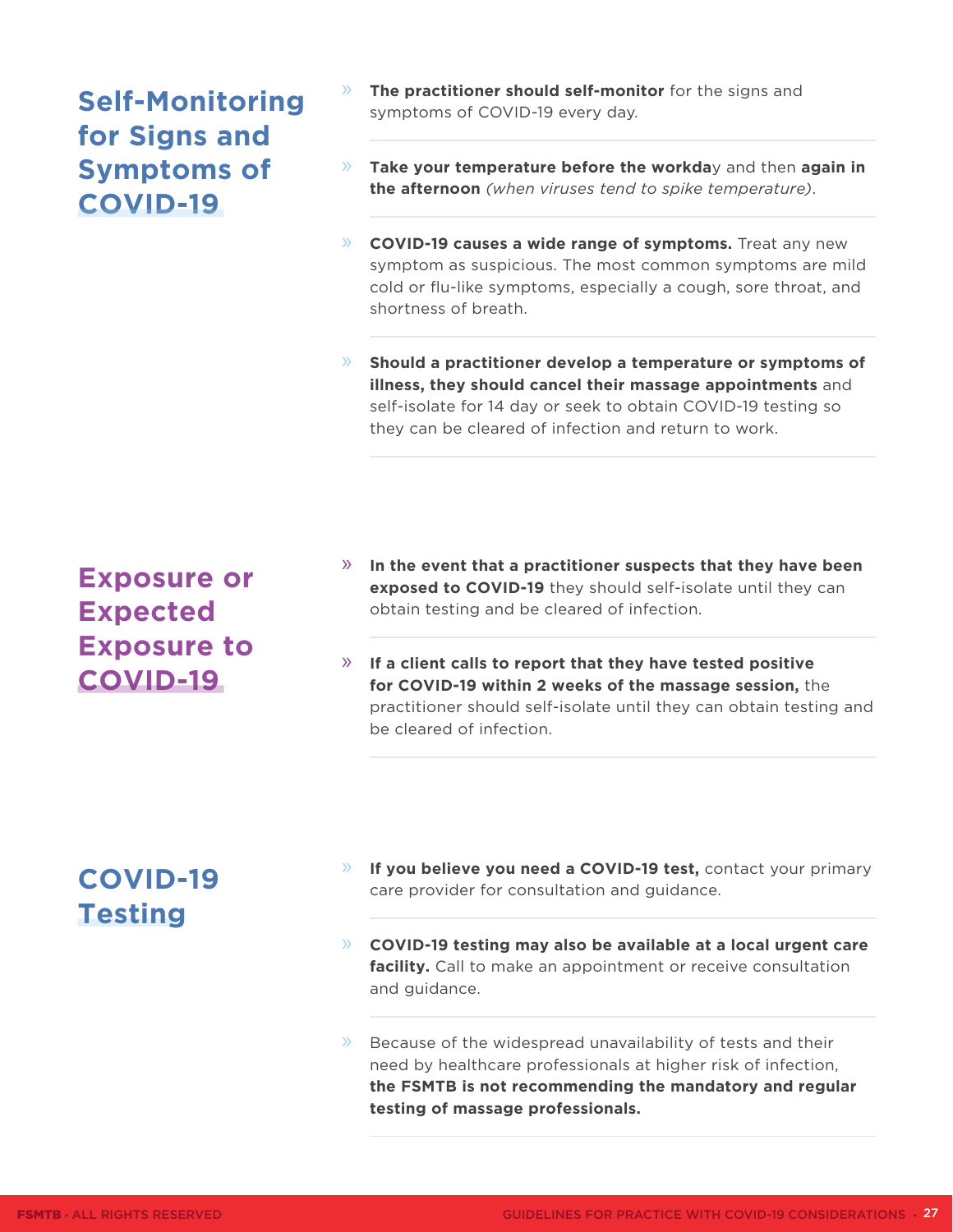## Self-Monitoring for Signs and Symptoms of COVID-19

- **The practitioner should self-monitor** for the signs and symptoms of COVID-19 every day.
- **Take your temperature before the workda**y and then **again in the afternoon** *(when viruses tend to spike temperature)*.
- **COVID-19 causes a wide range of symptoms.** Treat any new symptom as suspicious. The most common symptoms are mild cold or flu-like symptoms, especially a cough, sore throat, and shortness of breath.
- **Should a practitioner develop a temperature or symptoms of illness, they should cancel their massage appointments** and self-isolate for 14 day or seek to obtain COVID-19 testing so they can be cleared of infection and return to work.

## Exposure or Expected Exposure to COVID-19

- **In the event that a practitioner suspects that they have been exposed to COVID-19** they should self-isolate until they can obtain testing and be cleared of infection.
- **If a client calls to report that they have tested positive for COVID-19 within 2 weeks of the massage session,** the practitioner should self-isolate until they can obtain testing and be cleared of infection.

## COVID-19 Testing

- **If you believe you need a COVID-19 test,** contact your primary care provider for consultation and guidance.
- **COVID-19 testing may also be available at a local urgent care facility.** Call to make an appointment or receive consultation and guidance.
- Because of the widespread unavailability of tests and their need by healthcare professionals at higher risk of infection, **the FSMTB is not recommending the mandatory and regular testing of massage professionals.**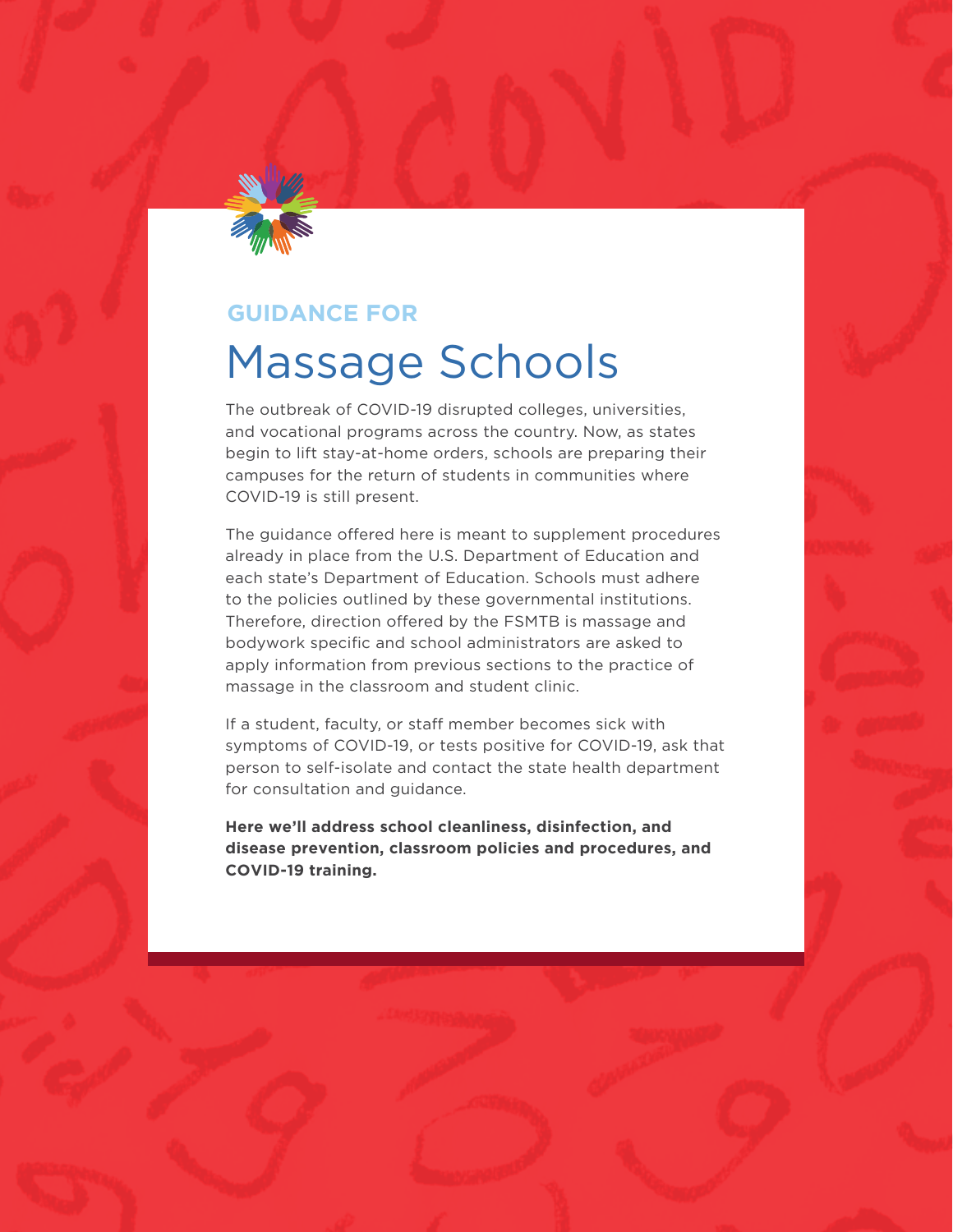GUIDANCE FOR

# Massage Schools

The outbreak of COVID-19 disrupted colleges, universities, and vocational programs across the country. Now, as states begin to lift stay-at-home orders, schools are preparing their campuses for the return of students in communities where COVID-19 is still present.

The guidance offered here is meant to supplement procedures already in place from the U.S. Department of Education and each state's Department of Education. Schools must adhere to the policies outlined by these governmental institutions. Therefore, direction offered by the FSMTB is massage and bodywork specific and school administrators are asked to apply information from previous sections to the practice of massage in the classroom and student clinic.

If a student, faculty, or staff member becomes sick with symptoms of COVID-19, or tests positive for COVID-19, ask that person to self-isolate and contact the state health department for consultation and guidance.

**Here we'll address school cleanliness, disinfection, and disease prevention, classroom policies and procedures, and COVID-19 training.**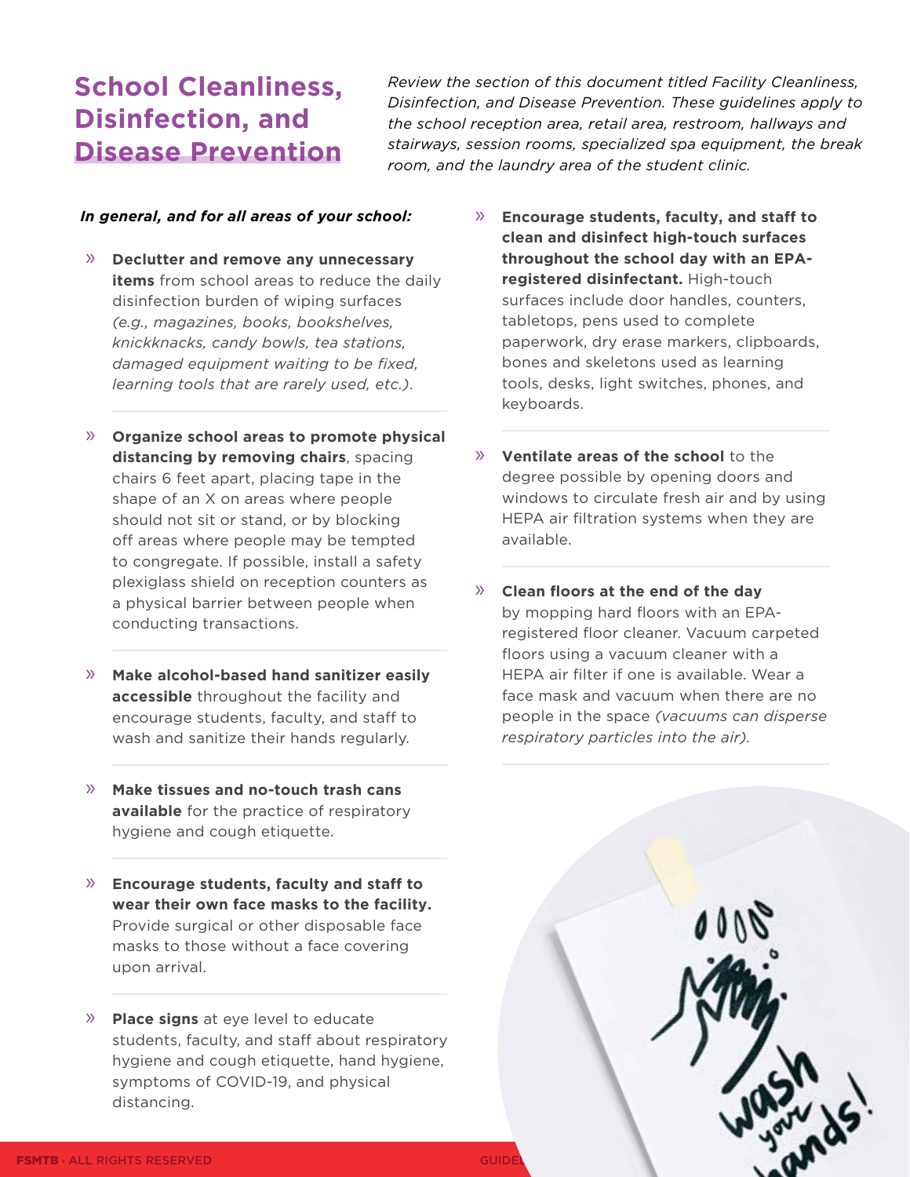# School Cleanliness, Disinfection, and Disease Prevention

*Review the section of this document titled Facility Cleanliness, Disinfection, and Disease Prevention. These guidelines apply to the school reception area, retail area, restroom, hallways and stairways, session rooms, specialized spa equipment, the break room, and the laundry area of the student clinic.*

***In general, and for all areas of your school:***

- **Declutter and remove any unnecessary items** from school areas to reduce the daily disinfection burden of wiping surfaces *(e.g., magazines, books, bookshelves, knickknacks, candy bowls, tea stations, damaged equipment waiting to be fixed, learning tools that are rarely used, etc.)*.

- **Organize school areas to promote physical distancing by removing chairs**, spacing chairs 6 feet apart, placing tape in the shape of an X on areas where people should not sit or stand, or by blocking off areas where people may be tempted to congregate. If possible, install a safety plexiglass shield on reception counters as a physical barrier between people when conducting transactions.

- **Make alcohol-based hand sanitizer easily accessible** throughout the facility and encourage students, faculty, and staff to wash and sanitize their hands regularly.

- **Make tissues and no-touch trash cans available** for the practice of respiratory hygiene and cough etiquette.

- **Encourage students, faculty and staff to wear their own face masks to the facility.** Provide surgical or other disposable face masks to those without a face covering upon arrival.

- **Place signs** at eye level to educate students, faculty, and staff about respiratory hygiene and cough etiquette, hand hygiene, symptoms of COVID-19, and physical distancing.

- **Encourage students, faculty, and staff to clean and disinfect high-touch surfaces throughout the school day with an EPA-registered disinfectant.** High-touch surfaces include door handles, counters, tabletops, pens used to complete paperwork, dry erase markers, clipboards, bones and skeletons used as learning tools, desks, light switches, phones, and keyboards.

- **Ventilate areas of the school** to the degree possible by opening doors and windows to circulate fresh air and by using HEPA air filtration systems when they are available.

- **Clean floors at the end of the day** by mopping hard floors with an EPA-registered floor cleaner. Vacuum carpeted floors using a vacuum cleaner with a HEPA air filter if one is available. Wear a face mask and vacuum when there are no people in the space *(vacuums can disperse respiratory particles into the air).*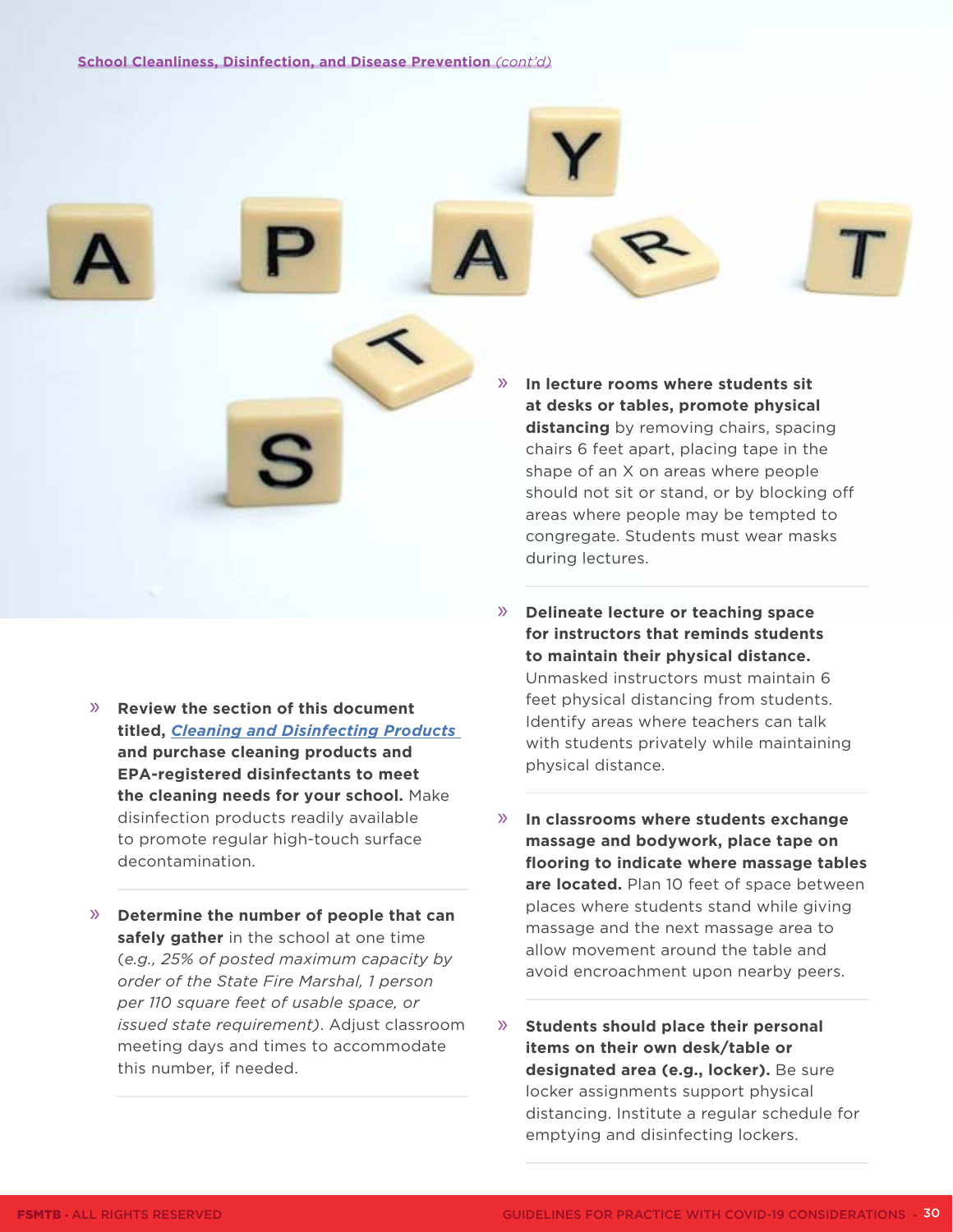School Cleanliness, Disinfection, and Disease Prevention *(cont'd)*

- **Review the section of this document titled, *Cleaning and Disinfecting Products* and purchase cleaning products and EPA-registered disinfectants to meet the cleaning needs for your school.** Make disinfection products readily available to promote regular high-touch surface decontamination.

- **Determine the number of people that can safely gather** in the school at one time *(e.g., 25% of posted maximum capacity by order of the State Fire Marshal, 1 person per 110 square feet of usable space, or issued state requirement)*. Adjust classroom meeting days and times to accommodate this number, if needed.

- **In lecture rooms where students sit at desks or tables, promote physical distancing** by removing chairs, spacing chairs 6 feet apart, placing tape in the shape of an X on areas where people should not sit or stand, or by blocking off areas where people may be tempted to congregate. Students must wear masks during lectures.

- **Delineate lecture or teaching space for instructors that reminds students to maintain their physical distance.** Unmasked instructors must maintain 6 feet physical distancing from students. Identify areas where teachers can talk with students privately while maintaining physical distance.

- **In classrooms where students exchange massage and bodywork, place tape on flooring to indicate where massage tables are located.** Plan 10 feet of space between places where students stand while giving massage and the next massage area to allow movement around the table and avoid encroachment upon nearby peers.

- **Students should place their personal items on their own desk/table or designated area (e.g., locker).** Be sure locker assignments support physical distancing. Institute a regular schedule for emptying and disinfecting lockers.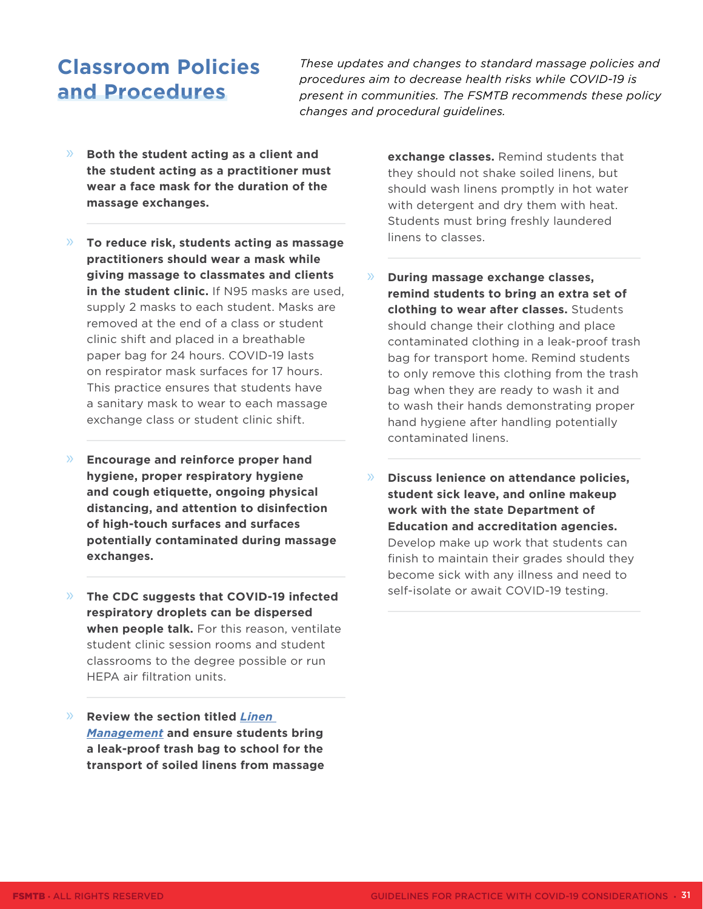## Classroom Policies and Procedures

*These updates and changes to standard massage policies and procedures aim to decrease health risks while COVID-19 is present in communities. The FSMTB recommends these policy changes and procedural guidelines.*

- **Both the student acting as a client and the student acting as a practitioner must wear a face mask for the duration of the massage exchanges.**

- **To reduce risk, students acting as massage practitioners should wear a mask while giving massage to classmates and clients in the student clinic.** If N95 masks are used, supply 2 masks to each student. Masks are removed at the end of a class or student clinic shift and placed in a breathable paper bag for 24 hours. COVID-19 lasts on respirator mask surfaces for 17 hours. This practice ensures that students have a sanitary mask to wear to each massage exchange class or student clinic shift.

- **Encourage and reinforce proper hand hygiene, proper respiratory hygiene and cough etiquette, ongoing physical distancing, and attention to disinfection of high-touch surfaces and surfaces potentially contaminated during massage exchanges.**

- **The CDC suggests that COVID-19 infected respiratory droplets can be dispersed when people talk.** For this reason, ventilate student clinic session rooms and student classrooms to the degree possible or run HEPA air filtration units.

- **Review the section titled *Linen Management* and ensure students bring a leak-proof trash bag to school for the transport of soiled linens from massage exchange classes.** Remind students that they should not shake soiled linens, but should wash linens promptly in hot water with detergent and dry them with heat. Students must bring freshly laundered linens to classes.

- **During massage exchange classes, remind students to bring an extra set of clothing to wear after classes.** Students should change their clothing and place contaminated clothing in a leak-proof trash bag for transport home. Remind students to only remove this clothing from the trash bag when they are ready to wash it and to wash their hands demonstrating proper hand hygiene after handling potentially contaminated linens.

- **Discuss lenience on attendance policies, student sick leave, and online makeup work with the state Department of Education and accreditation agencies.** Develop make up work that students can finish to maintain their grades should they become sick with any illness and need to self-isolate or await COVID-19 testing.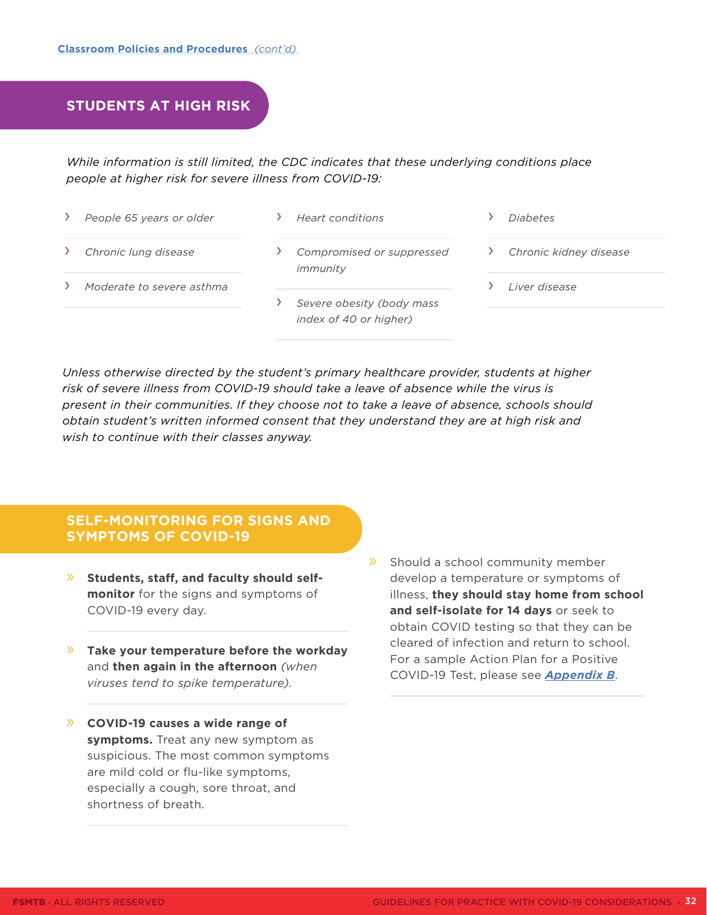Classroom Policies and Procedures *(cont'd)*

## STUDENTS AT HIGH RISK

*While information is still limited, the CDC indicates that these underlying conditions place people at higher risk for severe illness from COVID-19:*

- *People 65 years or older*
- *Chronic lung disease*
- *Moderate to severe asthma*
- *Heart conditions*
- *Compromised or suppressed immunity*
- *Severe obesity (body mass index of 40 or higher)*
- *Diabetes*
- *Chronic kidney disease*
- *Liver disease*

*Unless otherwise directed by the student's primary healthcare provider, students at higher risk of severe illness from COVID-19 should take a leave of absence while the virus is present in their communities. If they choose not to take a leave of absence, schools should obtain student's written informed consent that they understand they are at high risk and wish to continue with their classes anyway.*

## SELF-MONITORING FOR SIGNS AND SYMPTOMS OF COVID-19

- **Students, staff, and faculty should self-monitor** for the signs and symptoms of COVID-19 every day.
- **Take your temperature before the workday** and **then again in the afternoon** *(when viruses tend to spike temperature).*
- **COVID-19 causes a wide range of symptoms.** Treat any new symptom as suspicious. The most common symptoms are mild cold or flu-like symptoms, especially a cough, sore throat, and shortness of breath.
- Should a school community member develop a temperature or symptoms of illness, **they should stay home from school and self-isolate for 14 days** or seek to obtain COVID testing so that they can be cleared of infection and return to school. For a sample Action Plan for a Positive COVID-19 Test, please see ***Appendix B***.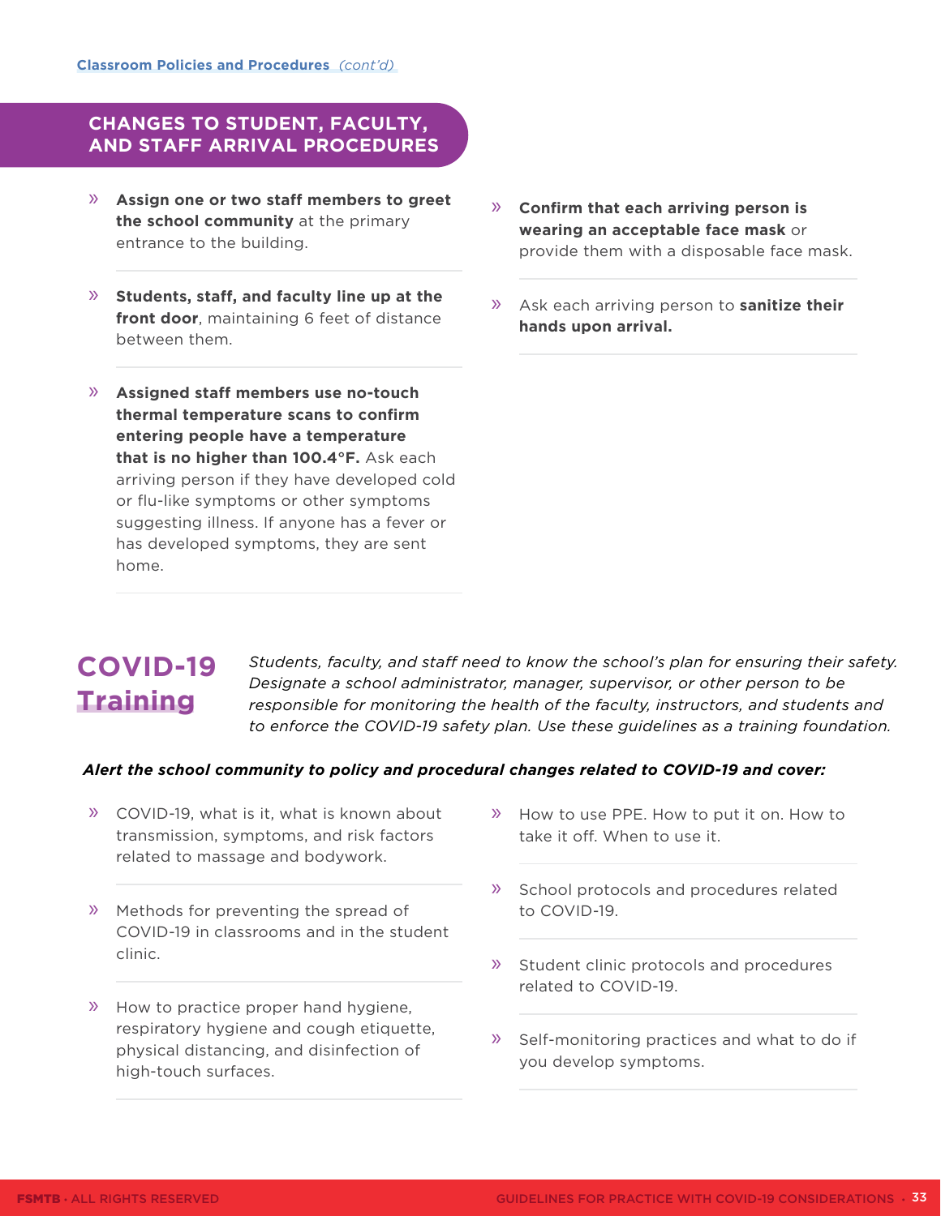Classroom Policies and Procedures *(cont'd)*

## CHANGES TO STUDENT, FACULTY, AND STAFF ARRIVAL PROCEDURES

- **Assign one or two staff members to greet the school community** at the primary entrance to the building.
- **Students, staff, and faculty line up at the front door**, maintaining 6 feet of distance between them.
- **Assigned staff members use no-touch thermal temperature scans to confirm entering people have a temperature that is no higher than 100.4°F.** Ask each arriving person if they have developed cold or flu-like symptoms or other symptoms suggesting illness. If anyone has a fever or has developed symptoms, they are sent home.
- **Confirm that each arriving person is wearing an acceptable face mask** or provide them with a disposable face mask.
- Ask each arriving person to **sanitize their hands upon arrival.**

## COVID-19 Training

*Students, faculty, and staff need to know the school's plan for ensuring their safety. Designate a school administrator, manager, supervisor, or other person to be responsible for monitoring the health of the faculty, instructors, and students and to enforce the COVID-19 safety plan. Use these guidelines as a training foundation.*

***Alert the school community to policy and procedural changes related to COVID-19 and cover:***

- COVID-19, what is it, what is known about transmission, symptoms, and risk factors related to massage and bodywork.
- Methods for preventing the spread of COVID-19 in classrooms and in the student clinic.
- How to practice proper hand hygiene, respiratory hygiene and cough etiquette, physical distancing, and disinfection of high-touch surfaces.
- How to use PPE. How to put it on. How to take it off. When to use it.
- School protocols and procedures related to COVID-19.
- Student clinic protocols and procedures related to COVID-19.
- Self-monitoring practices and what to do if you develop symptoms.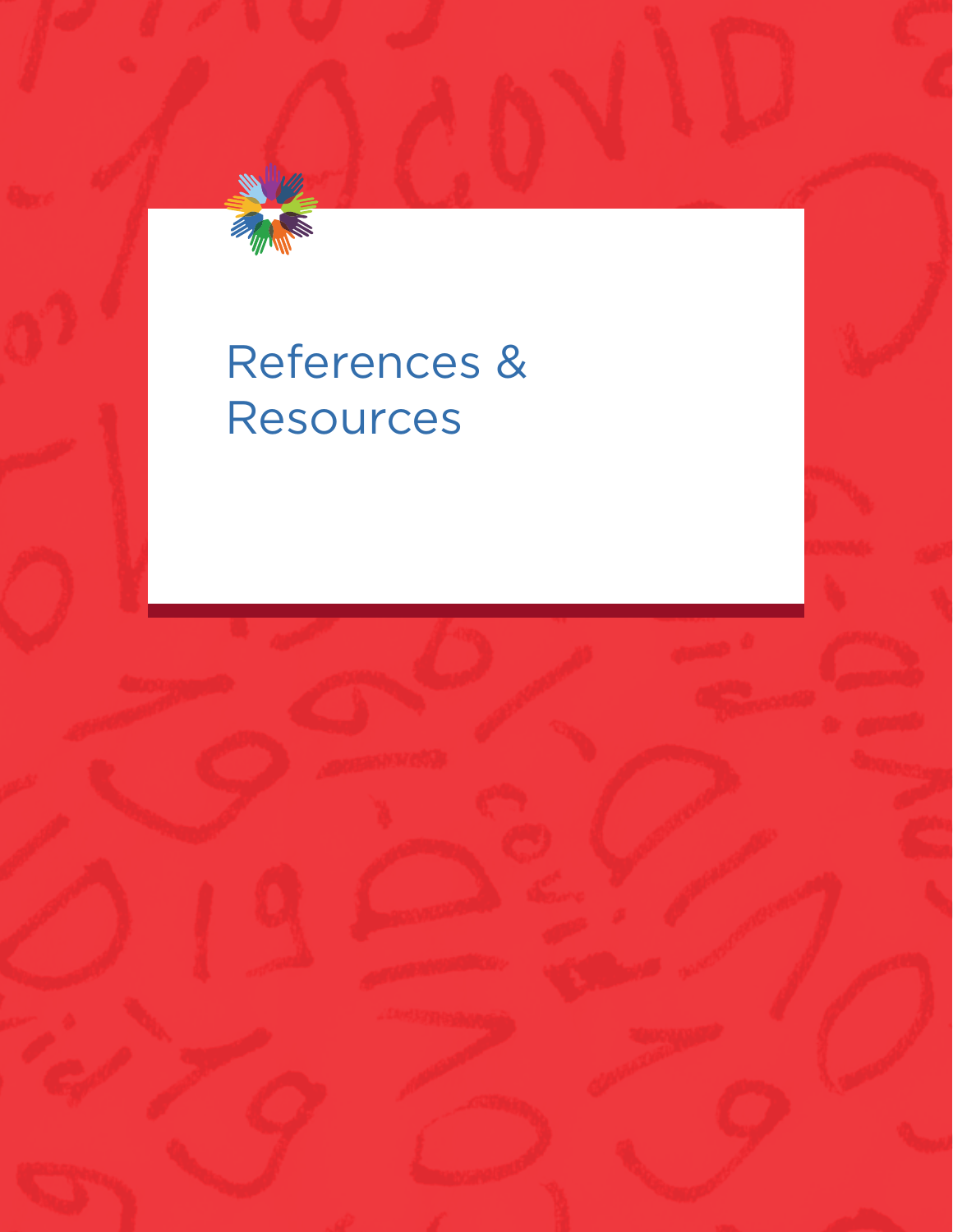# References & Resources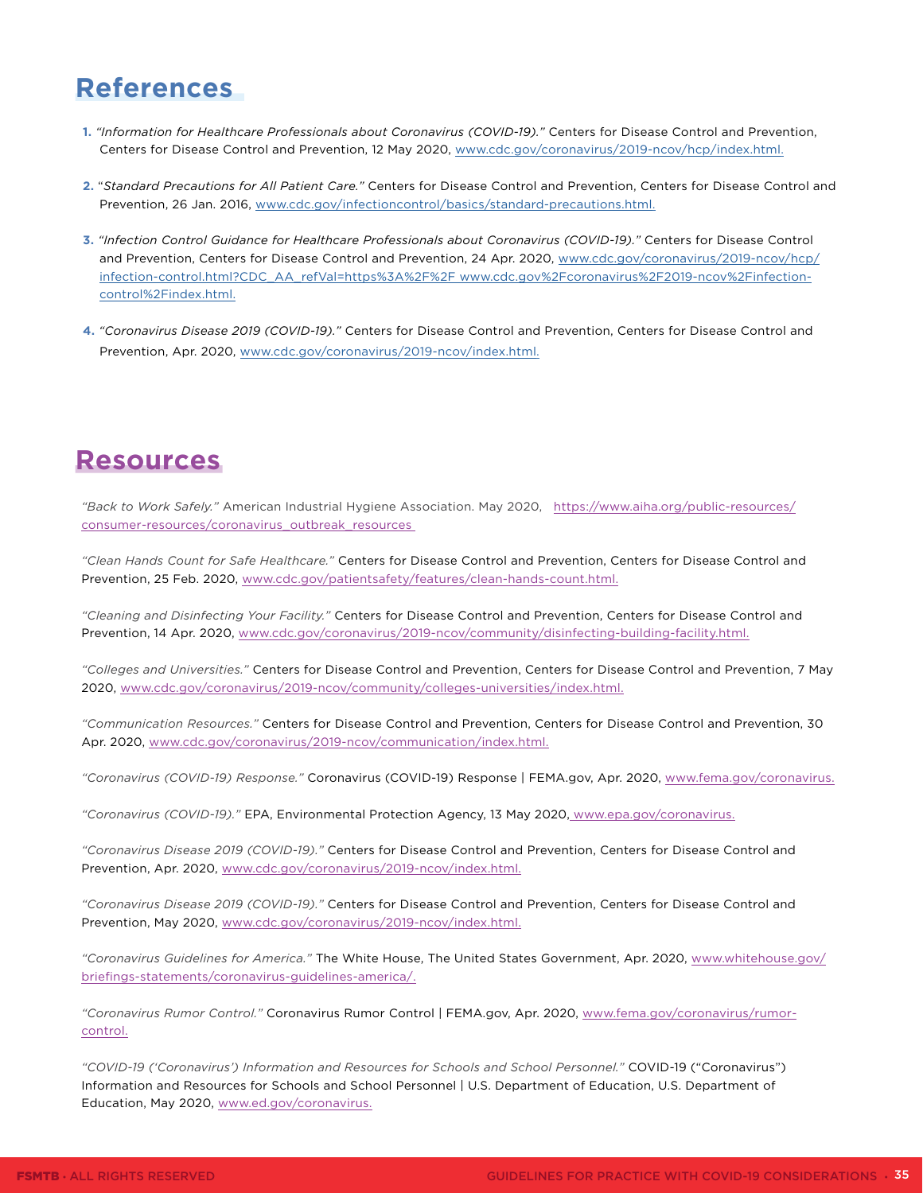# References

1. *"Information for Healthcare Professionals about Coronavirus (COVID-19)."* Centers for Disease Control and Prevention, Centers for Disease Control and Prevention, 12 May 2020, www.cdc.gov/coronavirus/2019-ncov/hcp/index.html.

2. "*Standard Precautions for All Patient Care."* Centers for Disease Control and Prevention, Centers for Disease Control and Prevention, 26 Jan. 2016, www.cdc.gov/infectioncontrol/basics/standard-precautions.html.

3. *"Infection Control Guidance for Healthcare Professionals about Coronavirus (COVID-19)."* Centers for Disease Control and Prevention, Centers for Disease Control and Prevention, 24 Apr. 2020, www.cdc.gov/coronavirus/2019-ncov/hcp/infection-control.html?CDC_AA_refVal=https%3A%2F%2F www.cdc.gov%2Fcoronavirus%2F2019-ncov%2Finfection-control%2Findex.html.

4. *"Coronavirus Disease 2019 (COVID-19)."* Centers for Disease Control and Prevention, Centers for Disease Control and Prevention, Apr. 2020, www.cdc.gov/coronavirus/2019-ncov/index.html.

# Resources

*"Back to Work Safely."* American Industrial Hygiene Association. May 2020, https://www.aiha.org/public-resources/consumer-resources/coronavirus_outbreak_resources

*"Clean Hands Count for Safe Healthcare."* Centers for Disease Control and Prevention, Centers for Disease Control and Prevention, 25 Feb. 2020, www.cdc.gov/patientsafety/features/clean-hands-count.html.

*"Cleaning and Disinfecting Your Facility."* Centers for Disease Control and Prevention, Centers for Disease Control and Prevention, 14 Apr. 2020, www.cdc.gov/coronavirus/2019-ncov/community/disinfecting-building-facility.html.

*"Colleges and Universities."* Centers for Disease Control and Prevention, Centers for Disease Control and Prevention, 7 May 2020, www.cdc.gov/coronavirus/2019-ncov/community/colleges-universities/index.html.

*"Communication Resources."* Centers for Disease Control and Prevention, Centers for Disease Control and Prevention, 30 Apr. 2020, www.cdc.gov/coronavirus/2019-ncov/communication/index.html.

*"Coronavirus (COVID-19) Response."* Coronavirus (COVID-19) Response | FEMA.gov, Apr. 2020, www.fema.gov/coronavirus.

*"Coronavirus (COVID-19)."* EPA, Environmental Protection Agency, 13 May 2020, www.epa.gov/coronavirus.

*"Coronavirus Disease 2019 (COVID-19)."* Centers for Disease Control and Prevention, Centers for Disease Control and Prevention, Apr. 2020, www.cdc.gov/coronavirus/2019-ncov/index.html.

*"Coronavirus Disease 2019 (COVID-19)."* Centers for Disease Control and Prevention, Centers for Disease Control and Prevention, May 2020, www.cdc.gov/coronavirus/2019-ncov/index.html.

*"Coronavirus Guidelines for America."* The White House, The United States Government, Apr. 2020, www.whitehouse.gov/briefings-statements/coronavirus-guidelines-america/.

*"Coronavirus Rumor Control."* Coronavirus Rumor Control | FEMA.gov, Apr. 2020, www.fema.gov/coronavirus/rumor-control.

*"COVID-19 ('Coronavirus') Information and Resources for Schools and School Personnel."* COVID-19 ("Coronavirus") Information and Resources for Schools and School Personnel | U.S. Department of Education, U.S. Department of Education, May 2020, www.ed.gov/coronavirus.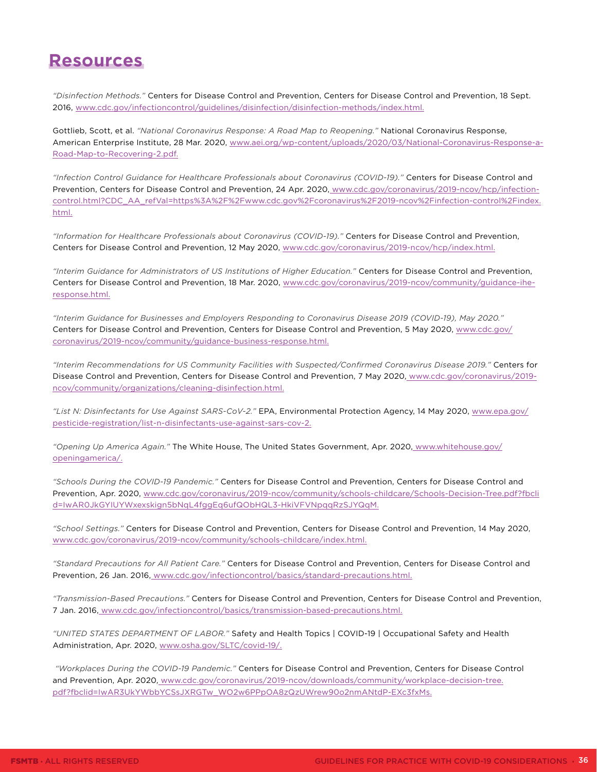# Resources

*"Disinfection Methods."* Centers for Disease Control and Prevention, Centers for Disease Control and Prevention, 18 Sept. 2016, www.cdc.gov/infectioncontrol/guidelines/disinfection/disinfection-methods/index.html.

Gottlieb, Scott, et al. *"National Coronavirus Response: A Road Map to Reopening."* National Coronavirus Response, American Enterprise Institute, 28 Mar. 2020, www.aei.org/wp-content/uploads/2020/03/National-Coronavirus-Response-a-Road-Map-to-Recovering-2.pdf.

*"Infection Control Guidance for Healthcare Professionals about Coronavirus (COVID-19)."* Centers for Disease Control and Prevention, Centers for Disease Control and Prevention, 24 Apr. 2020, www.cdc.gov/coronavirus/2019-ncov/hcp/infection-control.html?CDC_AA_refVal=https%3A%2F%2Fwww.cdc.gov%2Fcoronavirus%2F2019-ncov%2Finfection-control%2Findex.html.

*"Information for Healthcare Professionals about Coronavirus (COVID-19)."* Centers for Disease Control and Prevention, Centers for Disease Control and Prevention, 12 May 2020, www.cdc.gov/coronavirus/2019-ncov/hcp/index.html.

*"Interim Guidance for Administrators of US Institutions of Higher Education."* Centers for Disease Control and Prevention, Centers for Disease Control and Prevention, 18 Mar. 2020, www.cdc.gov/coronavirus/2019-ncov/community/guidance-ihe-response.html.

*"Interim Guidance for Businesses and Employers Responding to Coronavirus Disease 2019 (COVID-19), May 2020."* Centers for Disease Control and Prevention, Centers for Disease Control and Prevention, 5 May 2020, www.cdc.gov/coronavirus/2019-ncov/community/guidance-business-response.html.

*"Interim Recommendations for US Community Facilities with Suspected/Confirmed Coronavirus Disease 2019."* Centers for Disease Control and Prevention, Centers for Disease Control and Prevention, 7 May 2020, www.cdc.gov/coronavirus/2019-ncov/community/organizations/cleaning-disinfection.html.

*"List N: Disinfectants for Use Against SARS-CoV-2."* EPA, Environmental Protection Agency, 14 May 2020, www.epa.gov/pesticide-registration/list-n-disinfectants-use-against-sars-cov-2.

*"Opening Up America Again."* The White House, The United States Government, Apr. 2020, www.whitehouse.gov/openingamerica/.

*"Schools During the COVID-19 Pandemic."* Centers for Disease Control and Prevention, Centers for Disease Control and Prevention, Apr. 2020, www.cdc.gov/coronavirus/2019-ncov/community/schools-childcare/Schools-Decision-Tree.pdf?fbclid=IwAR0JkGYlUYWxexskign5bNqL4fggEq6ufQObHQL3-HkiVFVNpqqRzSJYQqM.

*"School Settings."* Centers for Disease Control and Prevention, Centers for Disease Control and Prevention, 14 May 2020, www.cdc.gov/coronavirus/2019-ncov/community/schools-childcare/index.html.

*"Standard Precautions for All Patient Care."* Centers for Disease Control and Prevention, Centers for Disease Control and Prevention, 26 Jan. 2016, www.cdc.gov/infectioncontrol/basics/standard-precautions.html.

*"Transmission-Based Precautions."* Centers for Disease Control and Prevention, Centers for Disease Control and Prevention, 7 Jan. 2016, www.cdc.gov/infectioncontrol/basics/transmission-based-precautions.html.

*"UNITED STATES DEPARTMENT OF LABOR."* Safety and Health Topics | COVID-19 | Occupational Safety and Health Administration, Apr. 2020, www.osha.gov/SLTC/covid-19/.

*"Workplaces During the COVID-19 Pandemic."* Centers for Disease Control and Prevention, Centers for Disease Control and Prevention, Apr. 2020, www.cdc.gov/coronavirus/2019-ncov/downloads/community/workplace-decision-tree.pdf?fbclid=IwAR3UkYWbbYCSsJXRGTw_WO2w6PPpOA8zQzUWrew90o2nmANtdP-EXc3fxMs.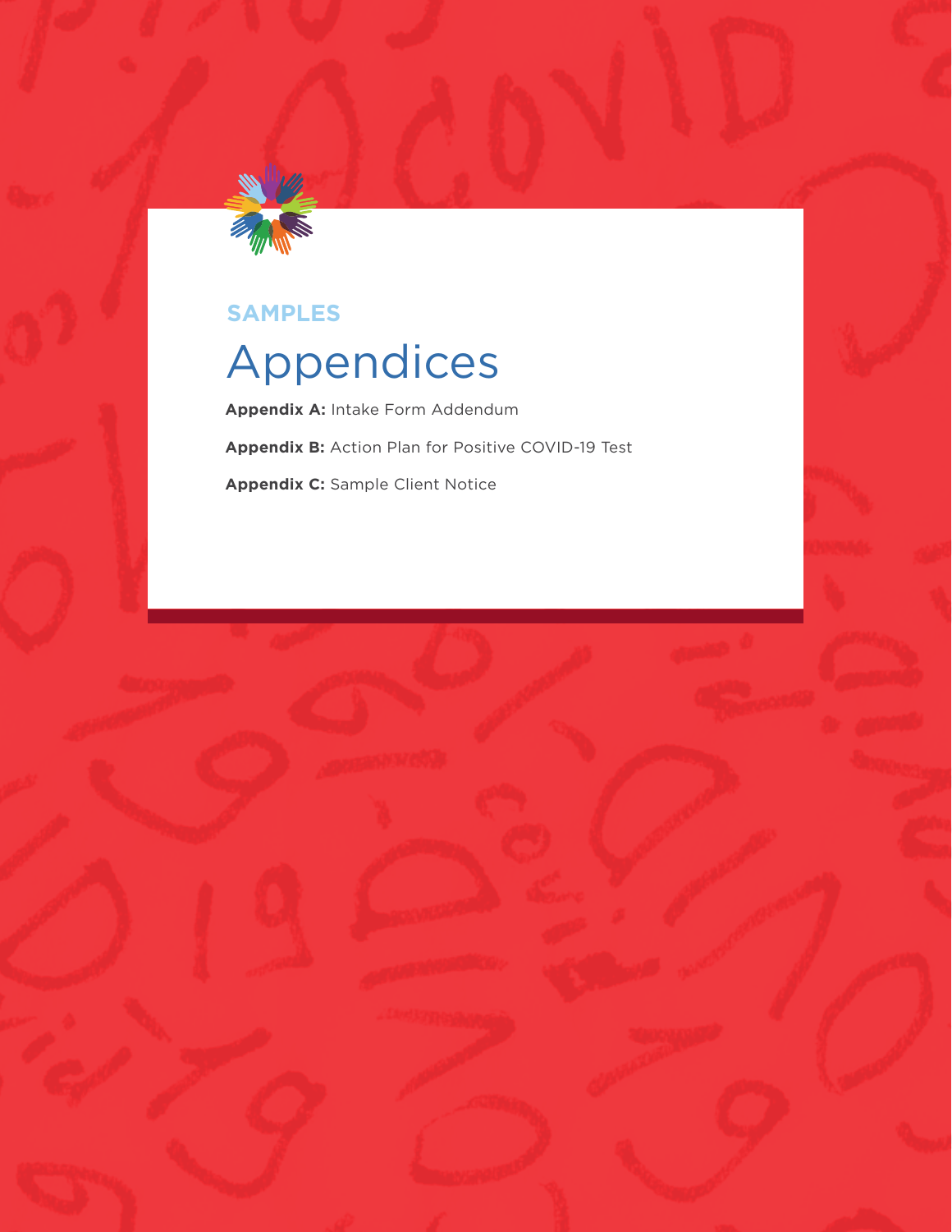SAMPLES

# Appendices

**Appendix A:** Intake Form Addendum

**Appendix B:** Action Plan for Positive COVID-19 Test

**Appendix C:** Sample Client Notice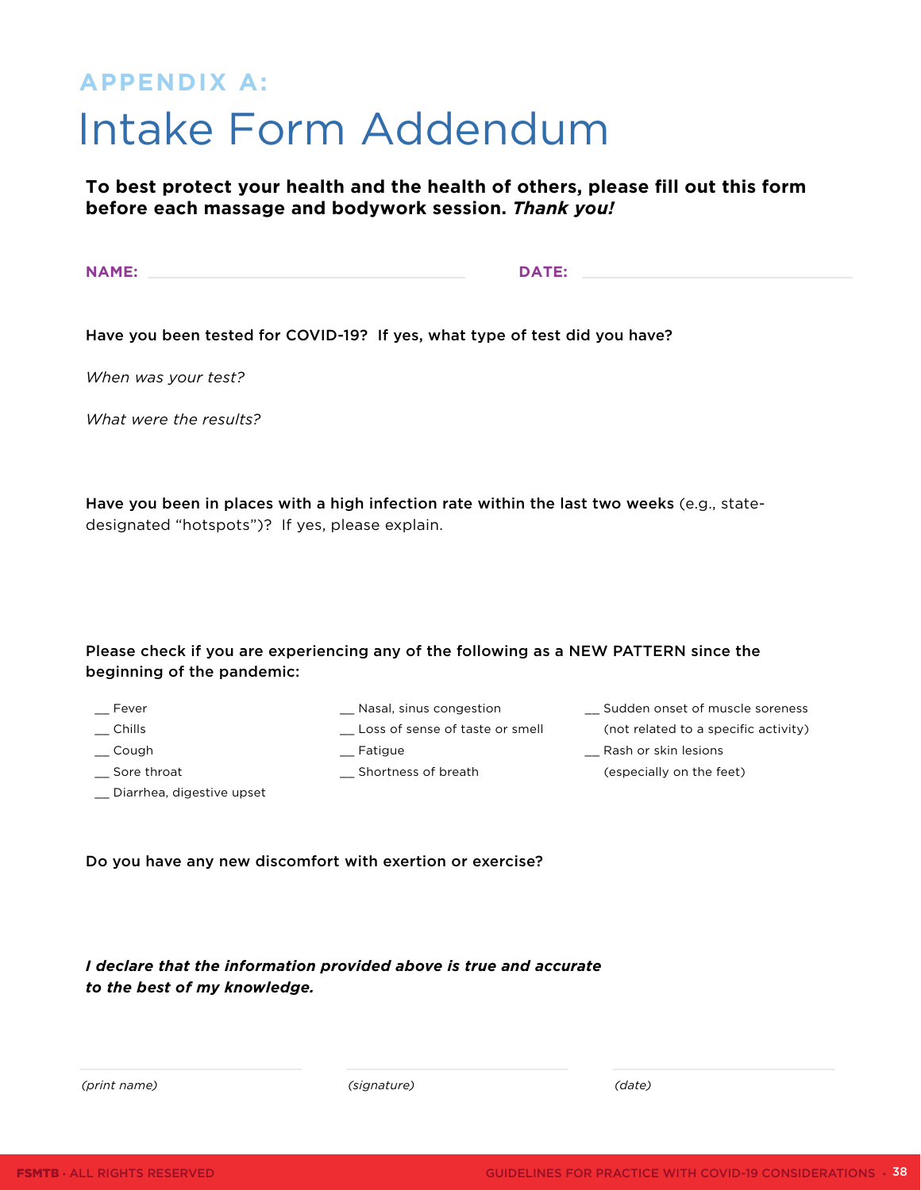## APPENDIX A:

# Intake Form Addendum

**To best protect your health and the health of others, please fill out this form before each massage and bodywork session. *Thank you!***

**NAME:** ______________________________ **DATE:** ______________________________

**Have you been tested for COVID-19? If yes, what type of test did you have?**

*When was your test?*

*What were the results?*

**Have you been in places with a high infection rate within the last two weeks** (e.g., state-designated "hotspots")? If yes, please explain.

**Please check if you are experiencing any of the following as a NEW PATTERN since the beginning of the pandemic:**

__ Fever
__ Chills
__ Cough
__ Sore throat
__ Diarrhea, digestive upset
__ Nasal, sinus congestion
__ Loss of sense of taste or smell
__ Fatigue
__ Shortness of breath
__ Sudden onset of muscle soreness (not related to a specific activity)
__ Rash or skin lesions (especially on the feet)

**Do you have any new discomfort with exertion or exercise?**

***I declare that the information provided above is true and accurate to the best of my knowledge.***

______________________ ______________________ ______________________

*(print name)* *(signature)* *(date)*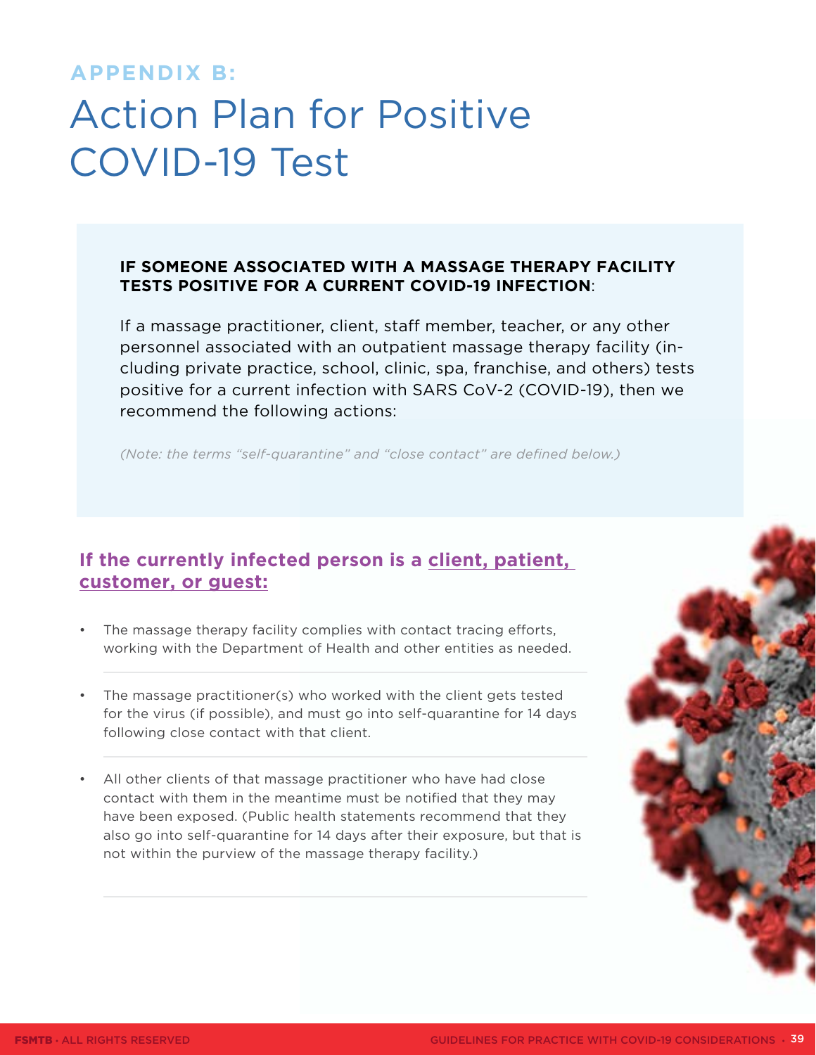## APPENDIX B:

# Action Plan for Positive COVID-19 Test

**IF SOMEONE ASSOCIATED WITH A MASSAGE THERAPY FACILITY TESTS POSITIVE FOR A CURRENT COVID-19 INFECTION**:

If a massage practitioner, client, staff member, teacher, or any other personnel associated with an outpatient massage therapy facility (including private practice, school, clinic, spa, franchise, and others) tests positive for a current infection with SARS CoV-2 (COVID-19), then we recommend the following actions:

*(Note: the terms "self-quarantine" and "close contact" are defined below.)*

### If the currently infected person is a client, patient, customer, or guest:

- The massage therapy facility complies with contact tracing efforts, working with the Department of Health and other entities as needed.
- The massage practitioner(s) who worked with the client gets tested for the virus (if possible), and must go into self-quarantine for 14 days following close contact with that client.
- All other clients of that massage practitioner who have had close contact with them in the meantime must be notified that they may have been exposed. (Public health statements recommend that they also go into self-quarantine for 14 days after their exposure, but that is not within the purview of the massage therapy facility.)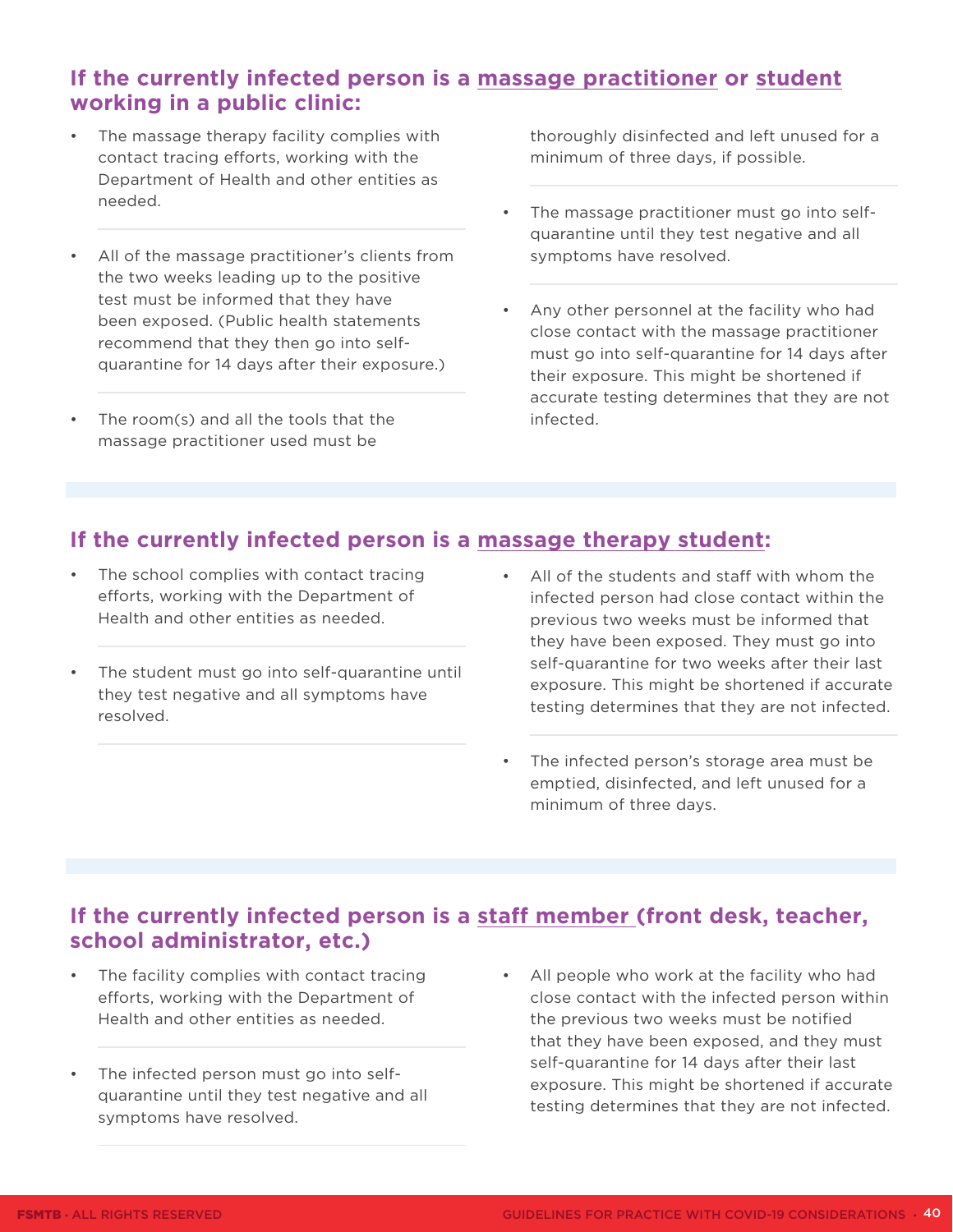### If the currently infected person is a <u>massage practitioner</u> or <u>student</u> working in a public clinic:

- The massage therapy facility complies with contact tracing efforts, working with the Department of Health and other entities as needed.
- All of the massage practitioner's clients from the two weeks leading up to the positive test must be informed that they have been exposed. (Public health statements recommend that they then go into self-quarantine for 14 days after their exposure.)
- The room(s) and all the tools that the massage practitioner used must be thoroughly disinfected and left unused for a minimum of three days, if possible.
- The massage practitioner must go into self-quarantine until they test negative and all symptoms have resolved.
- Any other personnel at the facility who had close contact with the massage practitioner must go into self-quarantine for 14 days after their exposure. This might be shortened if accurate testing determines that they are not infected.

### If the currently infected person is a <u>massage therapy student</u>:

- The school complies with contact tracing efforts, working with the Department of Health and other entities as needed.
- The student must go into self-quarantine until they test negative and all symptoms have resolved.
- All of the students and staff with whom the infected person had close contact within the previous two weeks must be informed that they have been exposed. They must go into self-quarantine for two weeks after their last exposure. This might be shortened if accurate testing determines that they are not infected.
- The infected person's storage area must be emptied, disinfected, and left unused for a minimum of three days.

### If the currently infected person is a <u>staff member</u> (front desk, teacher, school administrator, etc.)

- The facility complies with contact tracing efforts, working with the Department of Health and other entities as needed.
- The infected person must go into self-quarantine until they test negative and all symptoms have resolved.
- All people who work at the facility who had close contact with the infected person within the previous two weeks must be notified that they have been exposed, and they must self-quarantine for 14 days after their last exposure. This might be shortened if accurate testing determines that they are not infected.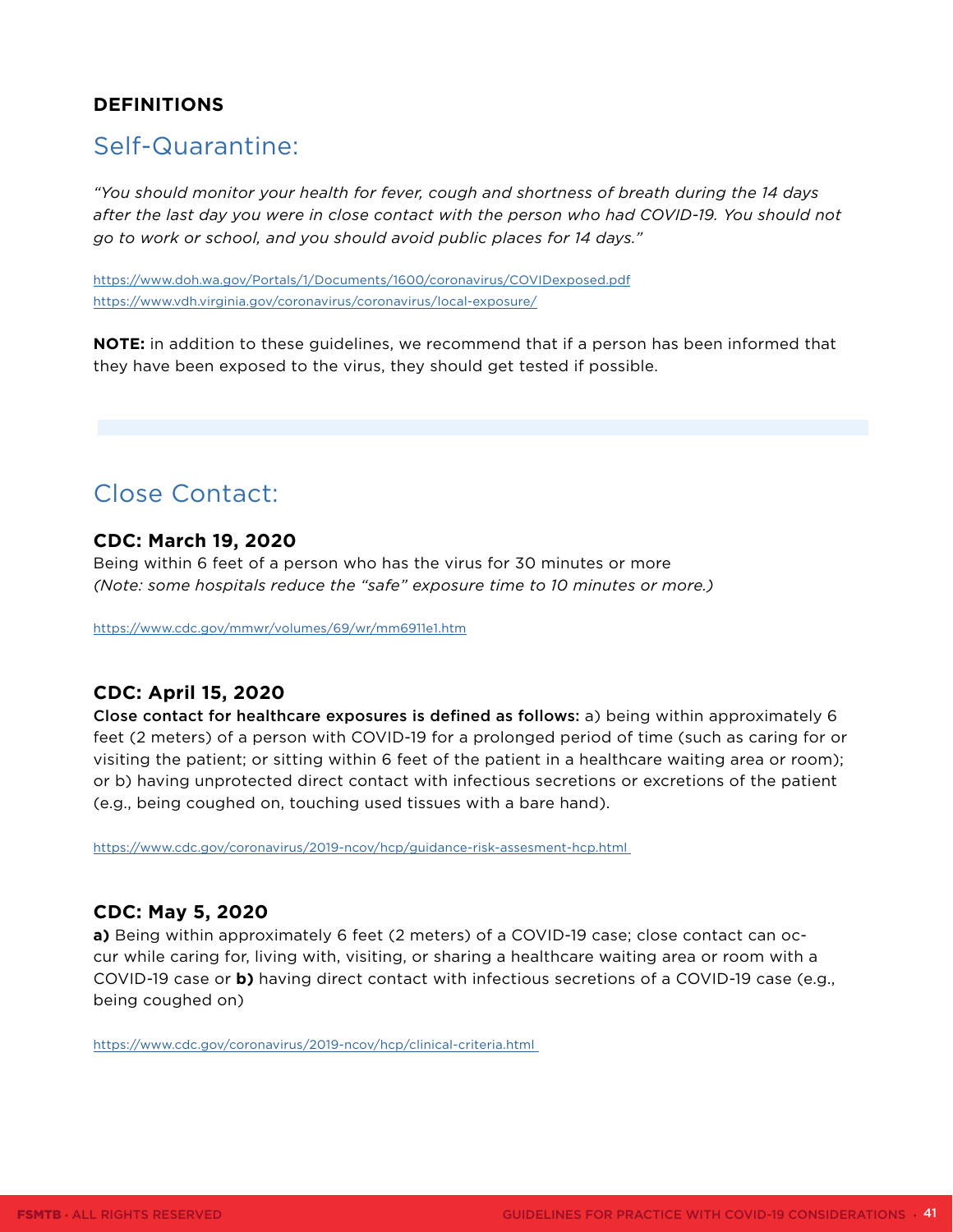**DEFINITIONS**

## Self-Quarantine:

*"You should monitor your health for fever, cough and shortness of breath during the 14 days after the last day you were in close contact with the person who had COVID-19. You should not go to work or school, and you should avoid public places for 14 days."*

https://www.doh.wa.gov/Portals/1/Documents/1600/coronavirus/COVIDexposed.pdf
https://www.vdh.virginia.gov/coronavirus/coronavirus/local-exposure/

**NOTE:** in addition to these guidelines, we recommend that if a person has been informed that they have been exposed to the virus, they should get tested if possible.

## Close Contact:

### CDC: March 19, 2020

Being within 6 feet of a person who has the virus for 30 minutes or more
*(Note: some hospitals reduce the "safe" exposure time to 10 minutes or more.)*

https://www.cdc.gov/mmwr/volumes/69/wr/mm6911e1.htm

### CDC: April 15, 2020

Close contact for healthcare exposures is defined as follows: a) being within approximately 6 feet (2 meters) of a person with COVID-19 for a prolonged period of time (such as caring for or visiting the patient; or sitting within 6 feet of the patient in a healthcare waiting area or room); or b) having unprotected direct contact with infectious secretions or excretions of the patient (e.g., being coughed on, touching used tissues with a bare hand).

https://www.cdc.gov/coronavirus/2019-ncov/hcp/guidance-risk-assesment-hcp.html

### CDC: May 5, 2020

**a)** Being within approximately 6 feet (2 meters) of a COVID-19 case; close contact can occur while caring for, living with, visiting, or sharing a healthcare waiting area or room with a COVID-19 case or **b)** having direct contact with infectious secretions of a COVID-19 case (e.g., being coughed on)

https://www.cdc.gov/coronavirus/2019-ncov/hcp/clinical-criteria.html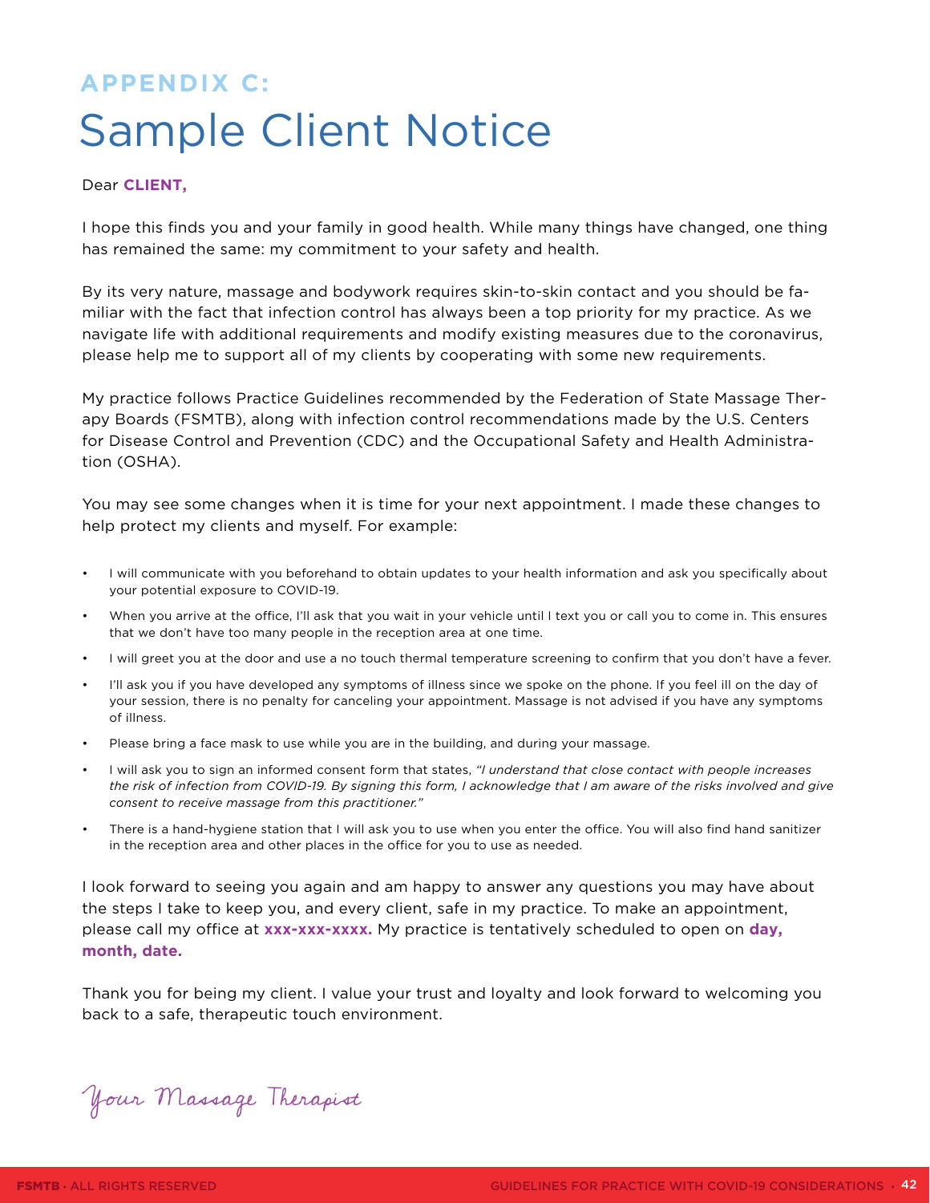## APPENDIX C:

# Sample Client Notice

Dear **CLIENT,**

I hope this finds you and your family in good health. While many things have changed, one thing has remained the same: my commitment to your safety and health.

By its very nature, massage and bodywork requires skin-to-skin contact and you should be familiar with the fact that infection control has always been a top priority for my practice. As we navigate life with additional requirements and modify existing measures due to the coronavirus, please help me to support all of my clients by cooperating with some new requirements.

My practice follows Practice Guidelines recommended by the Federation of State Massage Therapy Boards (FSMTB), along with infection control recommendations made by the U.S. Centers for Disease Control and Prevention (CDC) and the Occupational Safety and Health Administration (OSHA).

You may see some changes when it is time for your next appointment. I made these changes to help protect my clients and myself. For example:

- I will communicate with you beforehand to obtain updates to your health information and ask you specifically about your potential exposure to COVID-19.
- When you arrive at the office, I'll ask that you wait in your vehicle until I text you or call you to come in. This ensures that we don't have too many people in the reception area at one time.
- I will greet you at the door and use a no touch thermal temperature screening to confirm that you don't have a fever.
- I'll ask you if you have developed any symptoms of illness since we spoke on the phone. If you feel ill on the day of your session, there is no penalty for canceling your appointment. Massage is not advised if you have any symptoms of illness.
- Please bring a face mask to use while you are in the building, and during your massage.
- I will ask you to sign an informed consent form that states, *"I understand that close contact with people increases the risk of infection from COVID-19. By signing this form, I acknowledge that I am aware of the risks involved and give consent to receive massage from this practitioner."*
- There is a hand-hygiene station that I will ask you to use when you enter the office. You will also find hand sanitizer in the reception area and other places in the office for you to use as needed.

I look forward to seeing you again and am happy to answer any questions you may have about the steps I take to keep you, and every client, safe in my practice. To make an appointment, please call my office at **xxx-xxx-xxxx.** My practice is tentatively scheduled to open on **day, month, date.**

Thank you for being my client. I value your trust and loyalty and look forward to welcoming you back to a safe, therapeutic touch environment.

*Your Massage Therapist*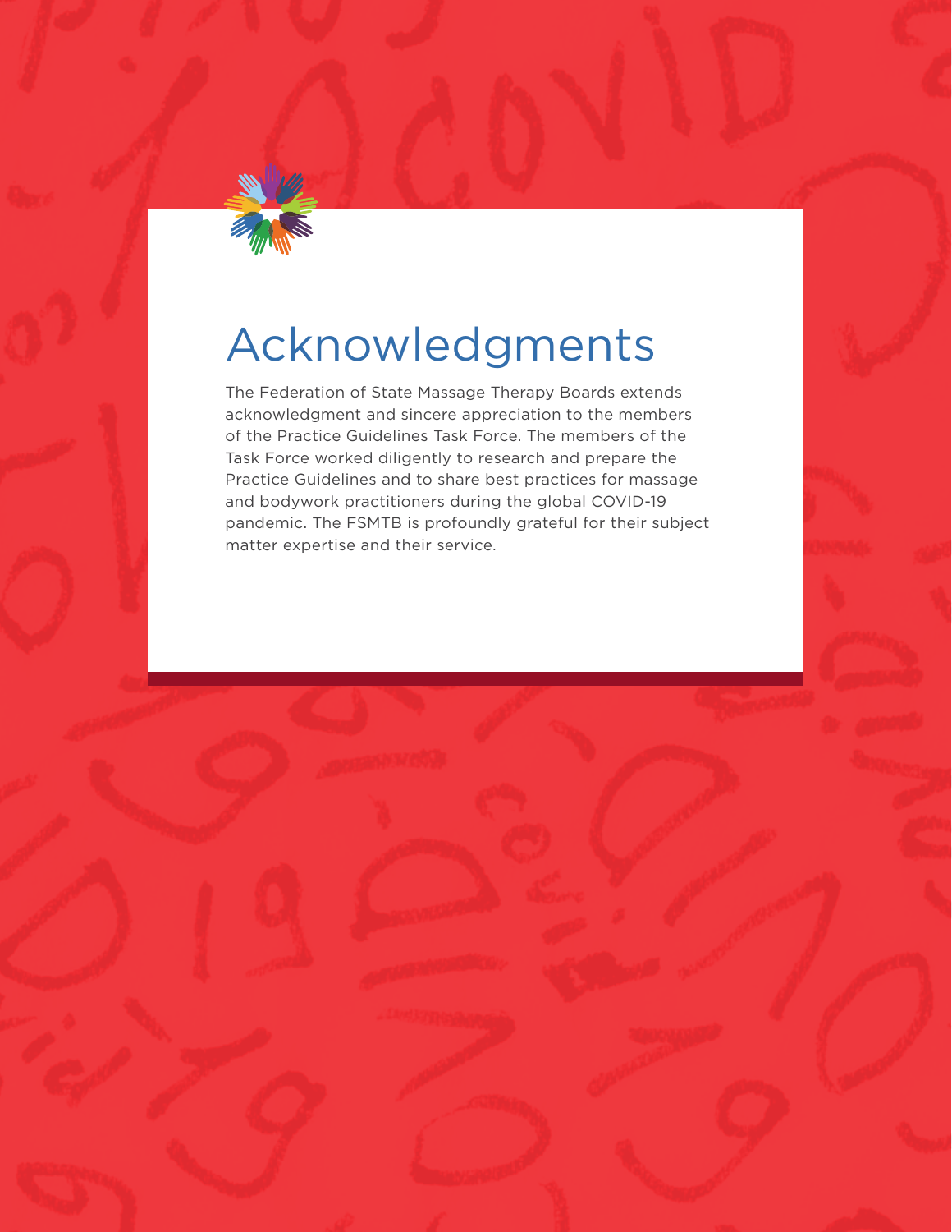# Acknowledgments

The Federation of State Massage Therapy Boards extends acknowledgment and sincere appreciation to the members of the Practice Guidelines Task Force. The members of the Task Force worked diligently to research and prepare the Practice Guidelines and to share best practices for massage and bodywork practitioners during the global COVID-19 pandemic. The FSMTB is profoundly grateful for their subject matter expertise and their service.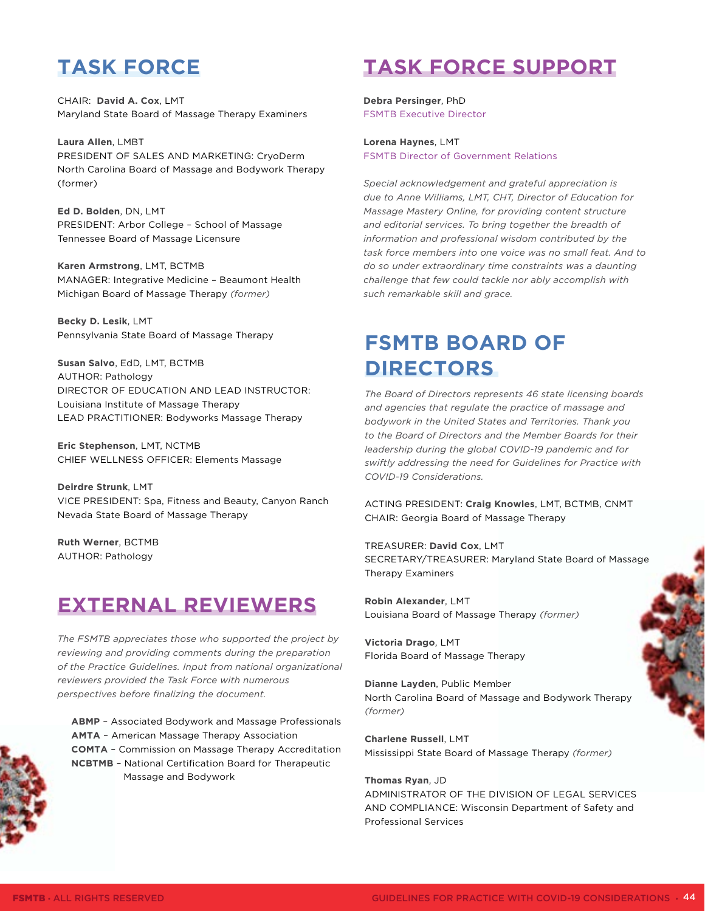## TASK FORCE

CHAIR: **David A. Cox**, LMT
Maryland State Board of Massage Therapy Examiners

**Laura Allen**, LMBT
PRESIDENT OF SALES AND MARKETING: CryoDerm
North Carolina Board of Massage and Bodywork Therapy (former)

**Ed D. Bolden**, DN, LMT
PRESIDENT: Arbor College – School of Massage
Tennessee Board of Massage Licensure

**Karen Armstrong**, LMT, BCTMB
MANAGER: Integrative Medicine – Beaumont Health
Michigan Board of Massage Therapy *(former)*

**Becky D. Lesik**, LMT
Pennsylvania State Board of Massage Therapy

**Susan Salvo**, EdD, LMT, BCTMB
AUTHOR: Pathology
DIRECTOR OF EDUCATION AND LEAD INSTRUCTOR: Louisiana Institute of Massage Therapy
LEAD PRACTITIONER: Bodyworks Massage Therapy

**Eric Stephenson**, LMT, NCTMB
CHIEF WELLNESS OFFICER: Elements Massage

**Deirdre Strunk**, LMT
VICE PRESIDENT: Spa, Fitness and Beauty, Canyon Ranch
Nevada State Board of Massage Therapy

**Ruth Werner**, BCTMB
AUTHOR: Pathology

## EXTERNAL REVIEWERS

*The FSMTB appreciates those who supported the project by reviewing and providing comments during the preparation of the Practice Guidelines. Input from national organizational reviewers provided the Task Force with numerous perspectives before finalizing the document.*

**ABMP** – Associated Bodywork and Massage Professionals
**AMTA** – American Massage Therapy Association
**COMTA** – Commission on Massage Therapy Accreditation
**NCBTMB** – National Certification Board for Therapeutic Massage and Bodywork

## TASK FORCE SUPPORT

**Debra Persinger**, PhD
FSMTB Executive Director

**Lorena Haynes**, LMT
FSMTB Director of Government Relations

*Special acknowledgement and grateful appreciation is due to Anne Williams, LMT, CHT, Director of Education for Massage Mastery Online, for providing content structure and editorial services. To bring together the breadth of information and professional wisdom contributed by the task force members into one voice was no small feat. And to do so under extraordinary time constraints was a daunting challenge that few could tackle nor ably accomplish with such remarkable skill and grace.*

## FSMTB BOARD OF DIRECTORS

*The Board of Directors represents 46 state licensing boards and agencies that regulate the practice of massage and bodywork in the United States and Territories. Thank you to the Board of Directors and the Member Boards for their leadership during the global COVID-19 pandemic and for swiftly addressing the need for Guidelines for Practice with COVID-19 Considerations.*

ACTING PRESIDENT: **Craig Knowles**, LMT, BCTMB, CNMT
CHAIR: Georgia Board of Massage Therapy

TREASURER: **David Cox**, LMT
SECRETARY/TREASURER: Maryland State Board of Massage Therapy Examiners

**Robin Alexander**, LMT
Louisiana Board of Massage Therapy *(former)*

**Victoria Drago**, LMT
Florida Board of Massage Therapy

**Dianne Layden**, Public Member
North Carolina Board of Massage and Bodywork Therapy *(former)*

**Charlene Russell**, LMT
Mississippi State Board of Massage Therapy *(former)*

**Thomas Ryan**, JD
ADMINISTRATOR OF THE DIVISION OF LEGAL SERVICES AND COMPLIANCE: Wisconsin Department of Safety and Professional Services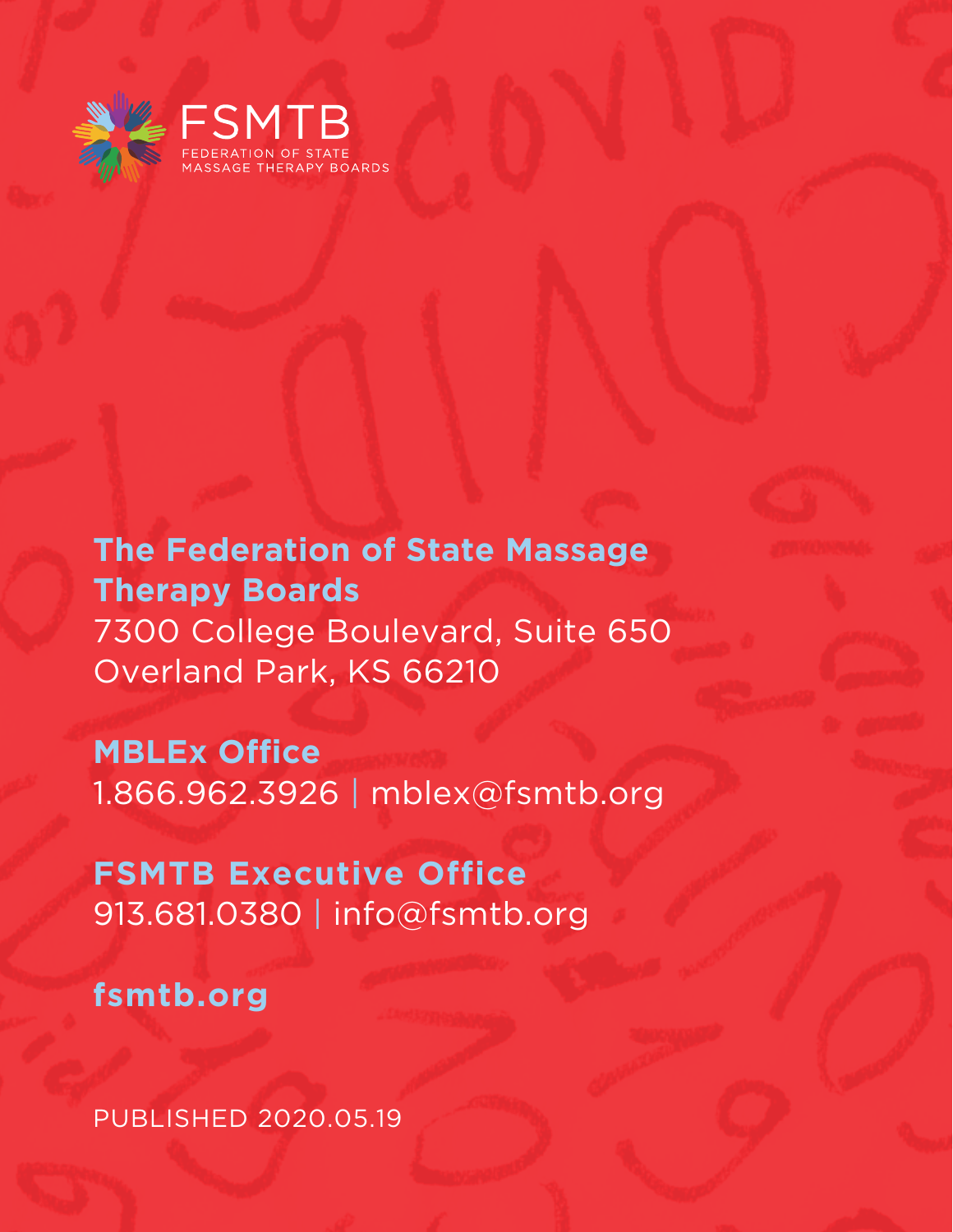FSMTB

FEDERATION OF STATE MASSAGE THERAPY BOARDS

**The Federation of State Massage Therapy Boards**
7300 College Boulevard, Suite 650
Overland Park, KS 66210

**MBLEx Office**
1.866.962.3926 | mblex@fsmtb.org

**FSMTB Executive Office**
913.681.0380 | info@fsmtb.org

**fsmtb.org**

PUBLISHED 2020.05.19